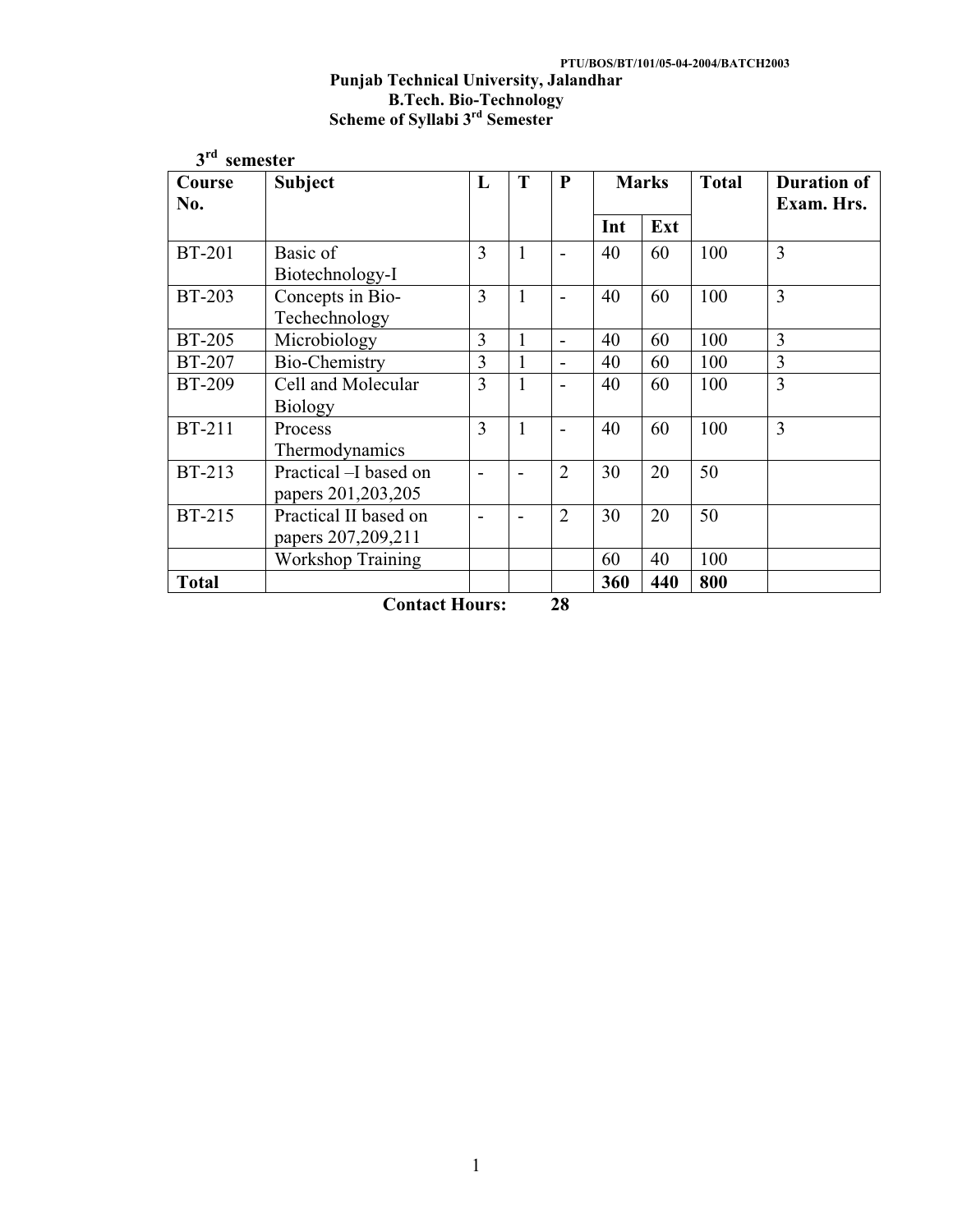PTU/BOS/BT/101/05-04-2004/BATCH2003

**Punjab Technical University, Jalandhar**
**B.Tech. Bio-Technology**
**Scheme of Syllabi 3rd Semester**

**3rd semester**

| Course No. | Subject | L | T | P | Marks | | Total | Duration of Exam. Hrs. |
|---|---|---|---|---|---|---|---|---|
| | | | | | Int | Ext | | |
| BT-201 | Basic of Biotechnology-I | 3 | 1 | - | 40 | 60 | 100 | 3 |
| BT-203 | Concepts in Bio-Techechnology | 3 | 1 | - | 40 | 60 | 100 | 3 |
| BT-205 | Microbiology | 3 | 1 | - | 40 | 60 | 100 | 3 |
| BT-207 | Bio-Chemistry | 3 | 1 | - | 40 | 60 | 100 | 3 |
| BT-209 | Cell and Molecular Biology | 3 | 1 | - | 40 | 60 | 100 | 3 |
| BT-211 | Process Thermodynamics | 3 | 1 | - | 40 | 60 | 100 | 3 |
| BT-213 | Practical –I based on papers 201,203,205 | - | - | 2 | 30 | 20 | 50 | |
| BT-215 | Practical II based on papers 207,209,211 | - | - | 2 | 30 | 20 | 50 | |
| | Workshop Training | | | | 60 | 40 | 100 | |
| **Total** | | | | | **360** | **440** | **800** | |

**Contact Hours: 28**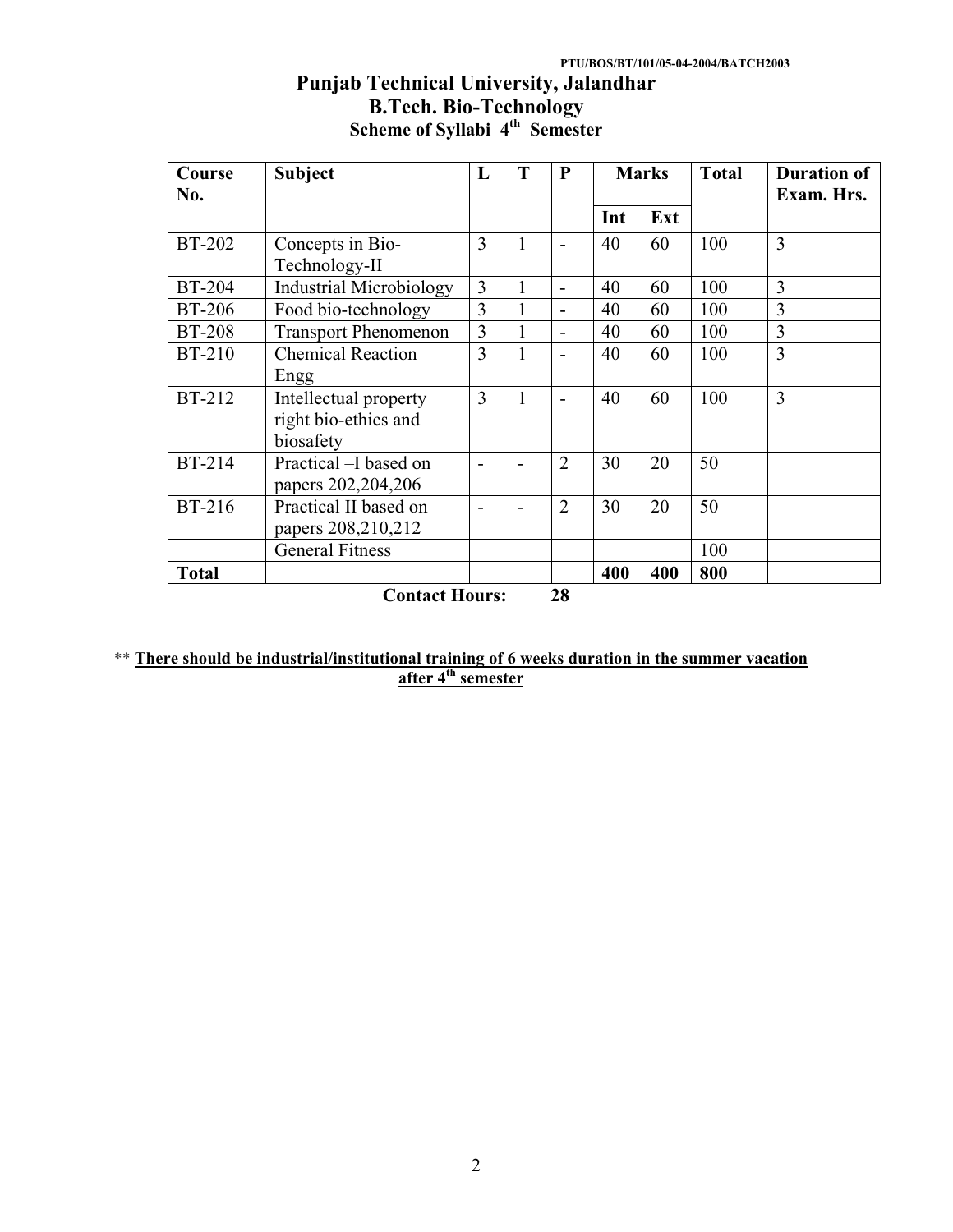PTU/BOS/BT/101/05-04-2004/BATCH2003

# Punjab Technical University, Jalandhar
## B.Tech. Bio-Technology
### Scheme of Syllabi 4th Semester

| Course No. | Subject | L | T | P | Marks | | Total | Duration of Exam. Hrs. |
|---|---|---|---|---|---|---|---|---|
| | | | | | Int | Ext | | |
| BT-202 | Concepts in Bio-Technology-II | 3 | 1 | - | 40 | 60 | 100 | 3 |
| BT-204 | Industrial Microbiology | 3 | 1 | - | 40 | 60 | 100 | 3 |
| BT-206 | Food bio-technology | 3 | 1 | - | 40 | 60 | 100 | 3 |
| BT-208 | Transport Phenomenon | 3 | 1 | - | 40 | 60 | 100 | 3 |
| BT-210 | Chemical Reaction Engg | 3 | 1 | - | 40 | 60 | 100 | 3 |
| BT-212 | Intellectual property right bio-ethics and biosafety | 3 | 1 | - | 40 | 60 | 100 | 3 |
| BT-214 | Practical –I based on papers 202,204,206 | - | - | 2 | 30 | 20 | 50 | |
| BT-216 | Practical II based on papers 208,210,212 | - | - | 2 | 30 | 20 | 50 | |
| | General Fitness | | | | | | 100 | |
| **Total** | | | | | **400** | **400** | **800** | |

**Contact Hours: 28**

** **There should be industrial/institutional training of 6 weeks duration in the summer vacation after 4th semester**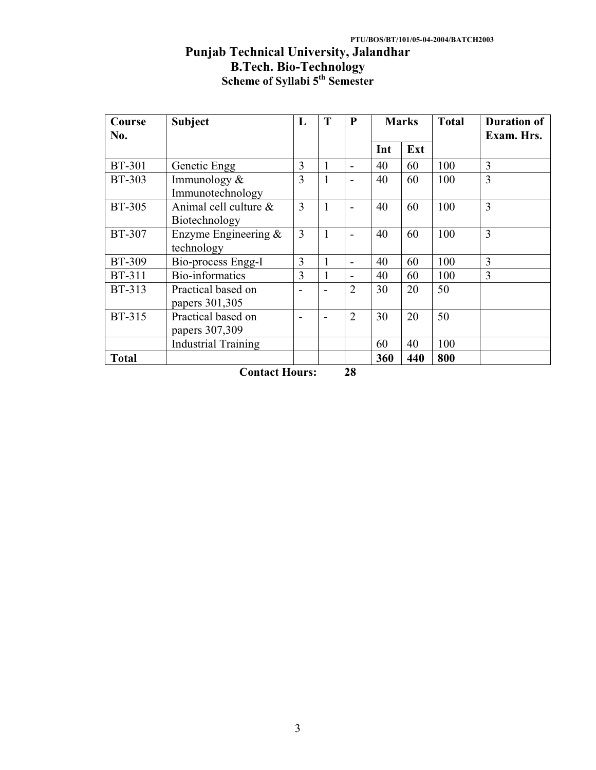PTU/BOS/BT/101/05-04-2004/BATCH2003

# Punjab Technical University, Jalandhar
## B.Tech. Bio-Technology
### Scheme of Syllabi 5th Semester

| Course No. | Subject | L | T | P | Marks | | Total | Duration of Exam. Hrs. |
|---|---|---|---|---|---|---|---|---|
| | | | | | Int | Ext | | |
| BT-301 | Genetic Engg | 3 | 1 | - | 40 | 60 | 100 | 3 |
| BT-303 | Immunology & Immunotechnology | 3 | 1 | - | 40 | 60 | 100 | 3 |
| BT-305 | Animal cell culture & Biotechnology | 3 | 1 | - | 40 | 60 | 100 | 3 |
| BT-307 | Enzyme Engineering & technology | 3 | 1 | - | 40 | 60 | 100 | 3 |
| BT-309 | Bio-process Engg-I | 3 | 1 | - | 40 | 60 | 100 | 3 |
| BT-311 | Bio-informatics | 3 | 1 | - | 40 | 60 | 100 | 3 |
| BT-313 | Practical based on papers 301,305 | - | - | 2 | 30 | 20 | 50 | |
| BT-315 | Practical based on papers 307,309 | - | - | 2 | 30 | 20 | 50 | |
| | Industrial Training | | | | 60 | 40 | 100 | |
| **Total** | | | | | **360** | **440** | **800** | |

**Contact Hours: 28**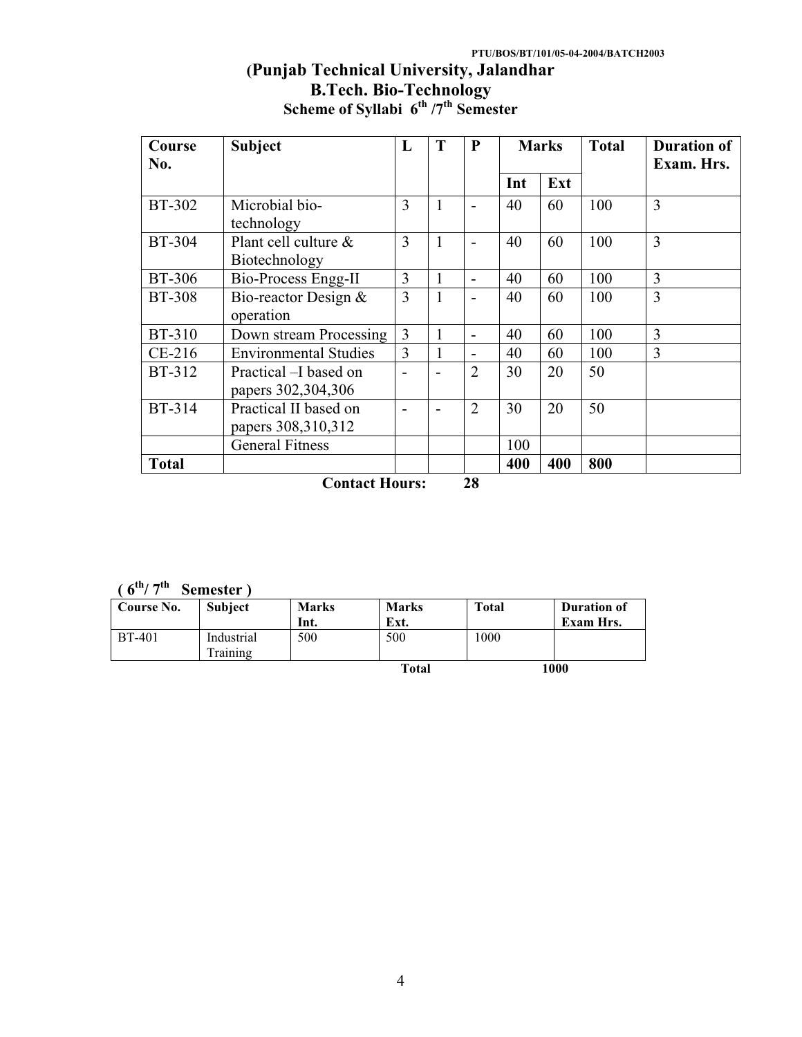PTU/BOS/BT/101/05-04-2004/BATCH2003

# (Punjab Technical University, Jalandhar
## B.Tech. Bio-Technology
### Scheme of Syllabi 6th /7th Semester

| Course No. | Subject | L | T | P | Marks | | Total | Duration of Exam. Hrs. |
|---|---|---|---|---|---|---|---|---|
| | | | | | Int | Ext | | |
| BT-302 | Microbial bio-technology | 3 | 1 | - | 40 | 60 | 100 | 3 |
| BT-304 | Plant cell culture & Biotechnology | 3 | 1 | - | 40 | 60 | 100 | 3 |
| BT-306 | Bio-Process Engg-II | 3 | 1 | - | 40 | 60 | 100 | 3 |
| BT-308 | Bio-reactor Design & operation | 3 | 1 | - | 40 | 60 | 100 | 3 |
| BT-310 | Down stream Processing | 3 | 1 | - | 40 | 60 | 100 | 3 |
| CE-216 | Environmental Studies | 3 | 1 | - | 40 | 60 | 100 | 3 |
| BT-312 | Practical –I based on papers 302,304,306 | - | - | 2 | 30 | 20 | 50 | |
| BT-314 | Practical II based on papers 308,310,312 | - | - | 2 | 30 | 20 | 50 | |
| | General Fitness | | | | 100 | | | |
| **Total** | | | | | **400** | **400** | **800** | |

**Contact Hours: 28**

**( 6th/ 7th Semester )**

| Course No. | Subject | Marks Int. | Marks Ext. | Total | Duration of Exam Hrs. |
|---|---|---|---|---|---|
| BT-401 | Industrial Training | 500 | 500 | 1000 | |

**Total 1000**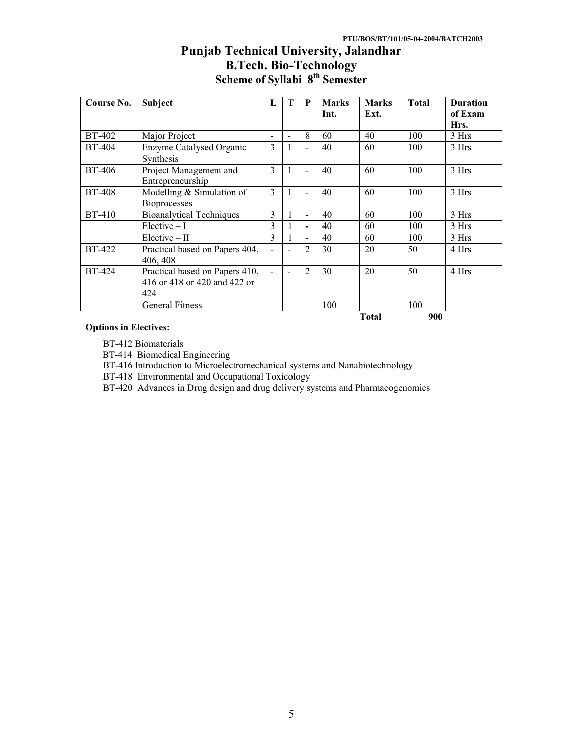PTU/BOS/BT/101/05-04-2004/BATCH2003

# Punjab Technical University, Jalandhar
## B.Tech. Bio-Technology
### Scheme of Syllabi 8th Semester

| Course No. | Subject | L | T | P | Marks Int. | Marks Ext. | Total | Duration of Exam Hrs. |
|---|---|---|---|---|---|---|---|---|
| BT-402 | Major Project | - | - | 8 | 60 | 40 | 100 | 3 Hrs |
| BT-404 | Enzyme Catalysed Organic Synthesis | 3 | 1 | - | 40 | 60 | 100 | 3 Hrs |
| BT-406 | Project Management and Entrepreneurship | 3 | 1 | - | 40 | 60 | 100 | 3 Hrs |
| BT-408 | Modelling & Simulation of Bioprocesses | 3 | 1 | - | 40 | 60 | 100 | 3 Hrs |
| BT-410 | Bioanalytical Techniques | 3 | 1 | - | 40 | 60 | 100 | 3 Hrs |
| | Elective – I | 3 | 1 | - | 40 | 60 | 100 | 3 Hrs |
| | Elective – II | 3 | 1 | - | 40 | 60 | 100 | 3 Hrs |
| BT-422 | Practical based on Papers 404, 406, 408 | - | - | 2 | 30 | 20 | 50 | 4 Hrs |
| BT-424 | Practical based on Papers 410, 416 or 418 or 420 and 422 or 424 | - | - | 2 | 30 | 20 | 50 | 4 Hrs |
| | General Fitness | | | | 100 | | 100 | |
| | | | | | | **Total** | **900** | |

**Options in Electives:**

BT-412 Biomaterials

BT-414 Biomedical Engineering

BT-416 Introduction to Microelectromechanical systems and Nanabiotechnology

BT-418 Environmental and Occupational Toxicology

BT-420 Advances in Drug design and drug delivery systems and Pharmacogenomics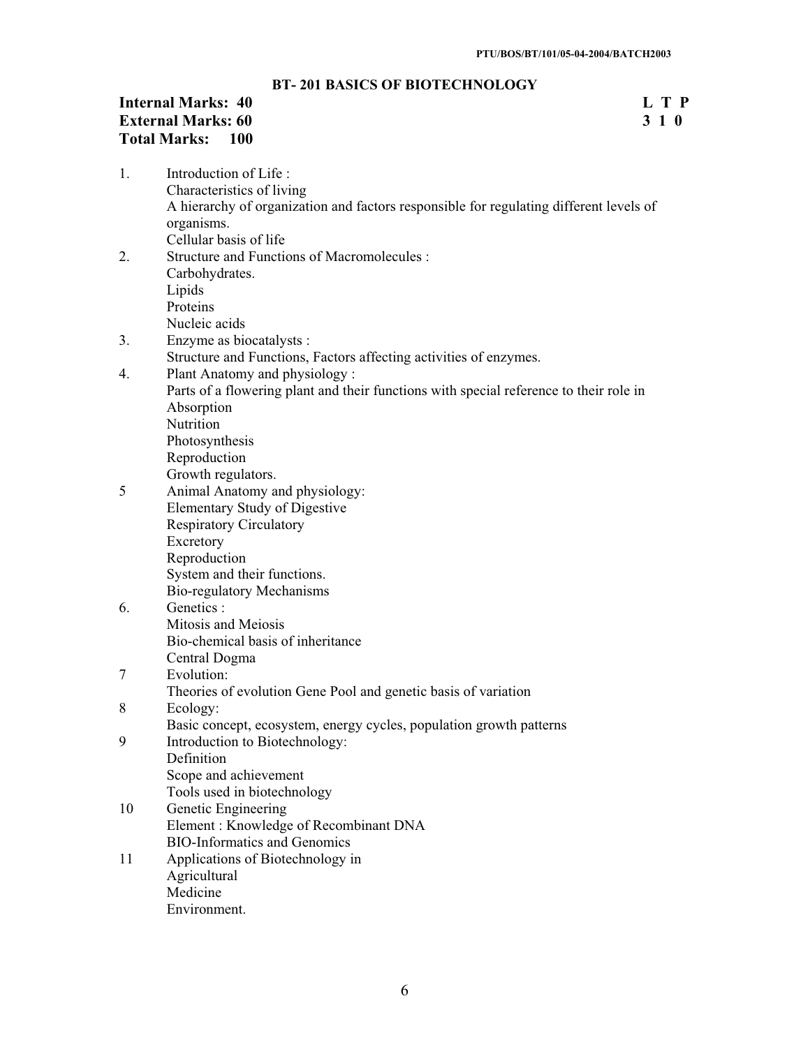## BT- 201 BASICS OF BIOTECHNOLOGY

**Internal Marks: 40** **L T P**
**External Marks: 60** **3 1 0**
**Total Marks: 100**

1. Introduction of Life :
   Characteristics of living
   A hierarchy of organization and factors responsible for regulating different levels of organisms.
   Cellular basis of life
2. Structure and Functions of Macromolecules :
   Carbohydrates.
   Lipids
   Proteins
   Nucleic acids
3. Enzyme as biocatalysts :
   Structure and Functions, Factors affecting activities of enzymes.
4. Plant Anatomy and physiology :
   Parts of a flowering plant and their functions with special reference to their role in
   Absorption
   Nutrition
   Photosynthesis
   Reproduction
   Growth regulators.
5. Animal Anatomy and physiology:
   Elementary Study of Digestive
   Respiratory Circulatory
   Excretory
   Reproduction
   System and their functions.
   Bio-regulatory Mechanisms
6. Genetics :
   Mitosis and Meiosis
   Bio-chemical basis of inheritance
   Central Dogma
7. Evolution:
   Theories of evolution Gene Pool and genetic basis of variation
8. Ecology:
   Basic concept, ecosystem, energy cycles, population growth patterns
9. Introduction to Biotechnology:
   Definition
   Scope and achievement
   Tools used in biotechnology
10. Genetic Engineering
    Element : Knowledge of Recombinant DNA
    BIO-Informatics and Genomics
11. Applications of Biotechnology in
    Agricultural
    Medicine
    Environment.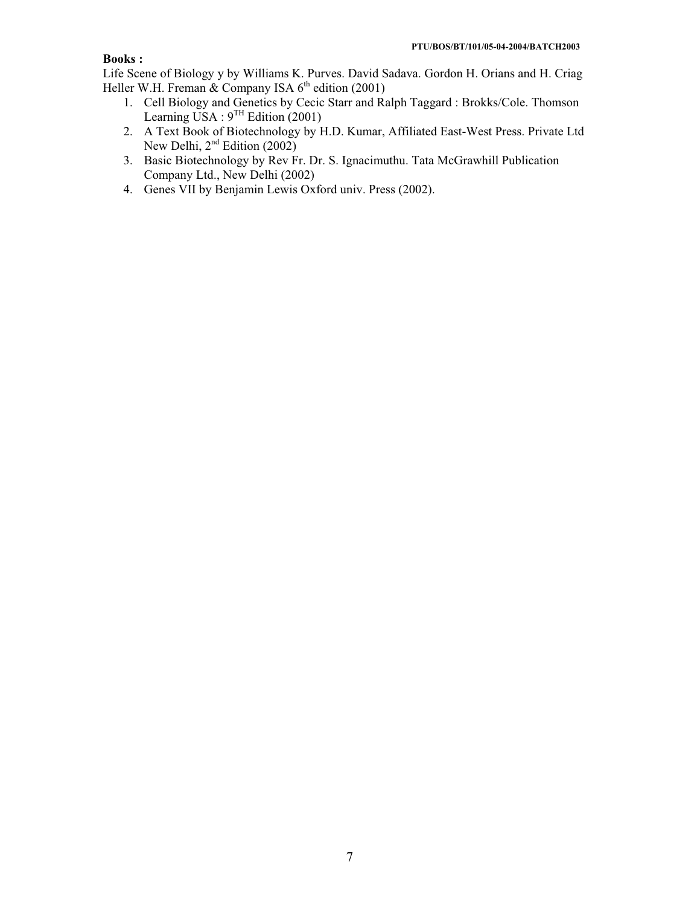**Books :**

Life Scene of Biology y by Williams K. Purves. David Sadava. Gordon H. Orians and H. Criag Heller W.H. Freman & Company ISA 6th edition (2001)

1. Cell Biology and Genetics by Cecic Starr and Ralph Taggard : Brokks/Cole. Thomson Learning USA : 9TH Edition (2001)
2. A Text Book of Biotechnology by H.D. Kumar, Affiliated East-West Press. Private Ltd New Delhi, 2nd Edition (2002)
3. Basic Biotechnology by Rev Fr. Dr. S. Ignacimuthu. Tata McGrawhill Publication Company Ltd., New Delhi (2002)
4. Genes VII by Benjamin Lewis Oxford univ. Press (2002).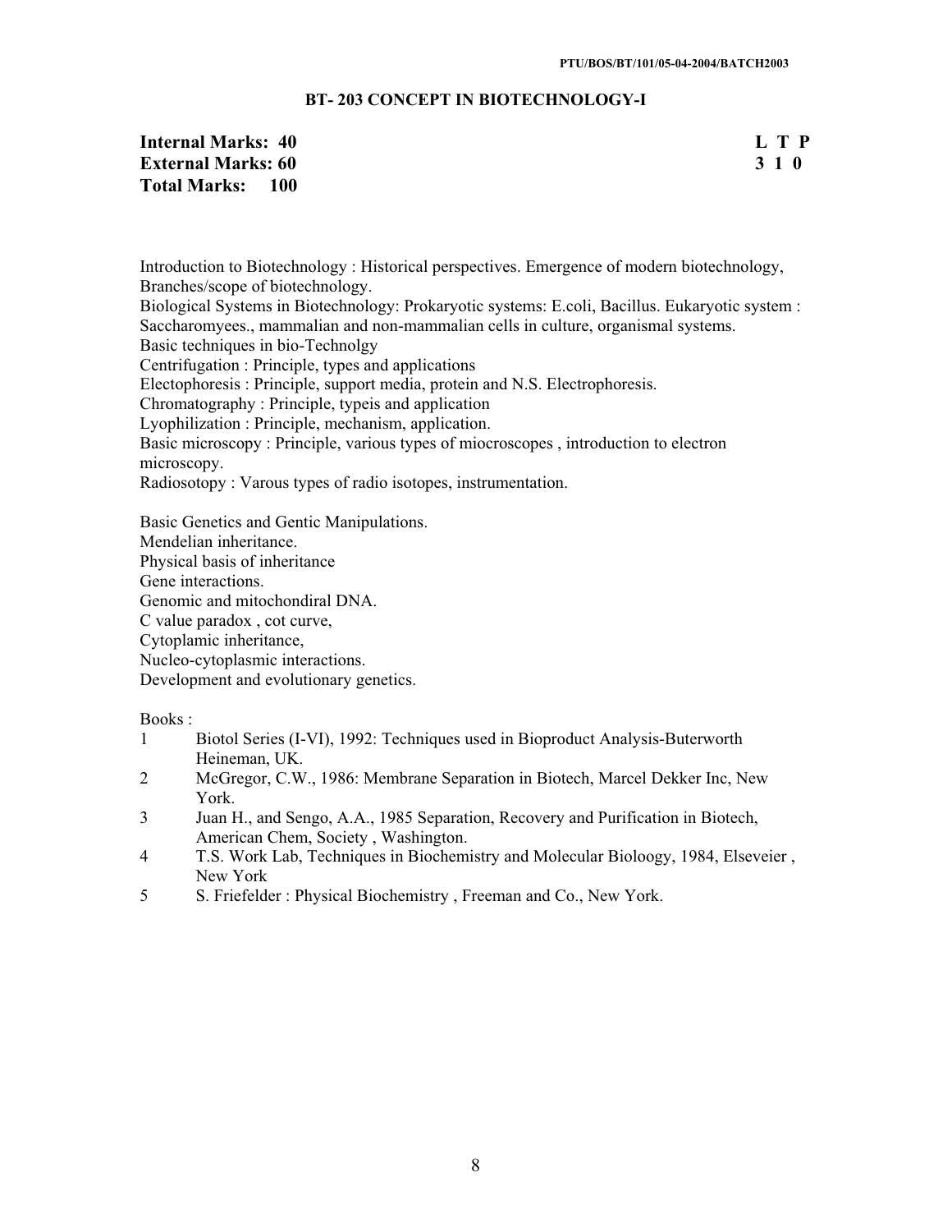## BT- 203 CONCEPT IN BIOTECHNOLOGY-I

**Internal Marks: 40** **L T P**
**External Marks: 60** **3 1 0**
**Total Marks: 100**

Introduction to Biotechnology : Historical perspectives. Emergence of modern biotechnology, Branches/scope of biotechnology.
Biological Systems in Biotechnology: Prokaryotic systems: E.coli, Bacillus. Eukaryotic system : Saccharomyees., mammalian and non-mammalian cells in culture, organismal systems.
Basic techniques in bio-Technolgy
Centrifugation : Principle, types and applications
Electophoresis : Principle, support media, protein and N.S. Electrophoresis.
Chromatography : Principle, typeis and application
Lyophilization : Principle, mechanism, application.
Basic microscopy : Principle, various types of miocroscopes , introduction to electron microscopy.
Radiosotopy : Varous types of radio isotopes, instrumentation.

Basic Genetics and Gentic Manipulations.
Mendelian inheritance.
Physical basis of inheritance
Gene interactions.
Genomic and mitochondiral DNA.
C value paradox , cot curve,
Cytoplamic inheritance,
Nucleo-cytoplasmic interactions.
Development and evolutionary genetics.

Books :

1. Biotol Series (I-VI), 1992: Techniques used in Bioproduct Analysis-Buterworth Heineman, UK.
2. McGregor, C.W., 1986: Membrane Separation in Biotech, Marcel Dekker Inc, New York.
3. Juan H., and Sengo, A.A., 1985 Separation, Recovery and Purification in Biotech, American Chem, Society , Washington.
4. T.S. Work Lab, Techniques in Biochemistry and Molecular Bioloogy, 1984, Elseveier , New York
5. S. Friefelder : Physical Biochemistry , Freeman and Co., New York.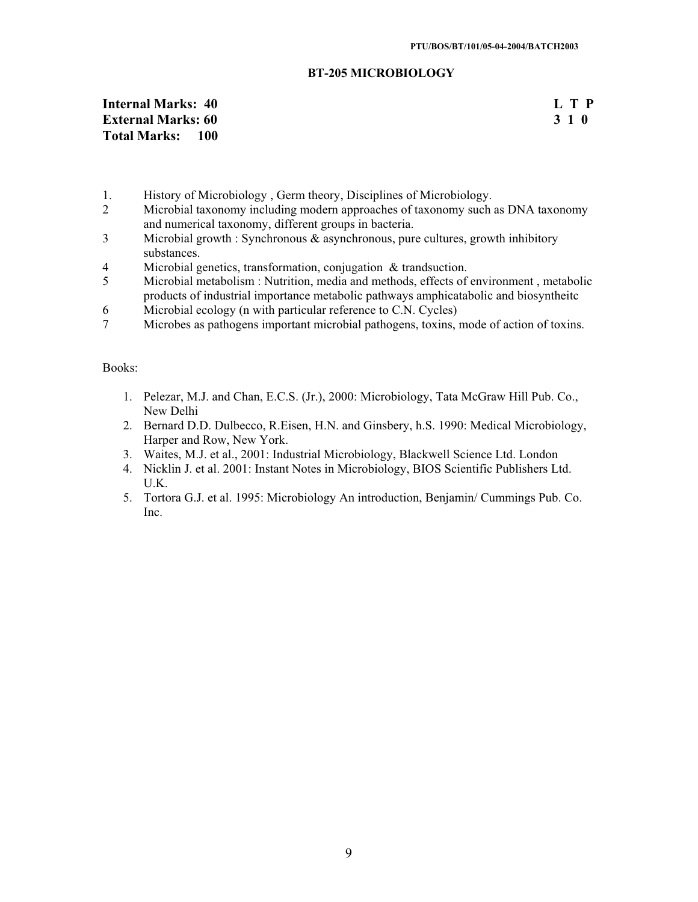## BT-205 MICROBIOLOGY

**Internal Marks: 40** **L T P**
**External Marks: 60** **3 1 0**
**Total Marks: 100**

1. History of Microbiology , Germ theory, Disciplines of Microbiology.
2. Microbial taxonomy including modern approaches of taxonomy such as DNA taxonomy and numerical taxonomy, different groups in bacteria.
3. Microbial growth : Synchronous & asynchronous, pure cultures, growth inhibitory substances.
4. Microbial genetics, transformation, conjugation & trandsuction.
5. Microbial metabolism : Nutrition, media and methods, effects of environment , metabolic products of industrial importance metabolic pathways amphicatabolic and biosyntheitc
6. Microbial ecology (n with particular reference to C.N. Cycles)
7. Microbes as pathogens important microbial pathogens, toxins, mode of action of toxins.

Books:

1. Pelezar, M.J. and Chan, E.C.S. (Jr.), 2000: Microbiology, Tata McGraw Hill Pub. Co., New Delhi
2. Bernard D.D. Dulbecco, R.Eisen, H.N. and Ginsbery, h.S. 1990: Medical Microbiology, Harper and Row, New York.
3. Waites, M.J. et al., 2001: Industrial Microbiology, Blackwell Science Ltd. London
4. Nicklin J. et al. 2001: Instant Notes in Microbiology, BIOS Scientific Publishers Ltd. U.K.
5. Tortora G.J. et al. 1995: Microbiology An introduction, Benjamin/ Cummings Pub. Co. Inc.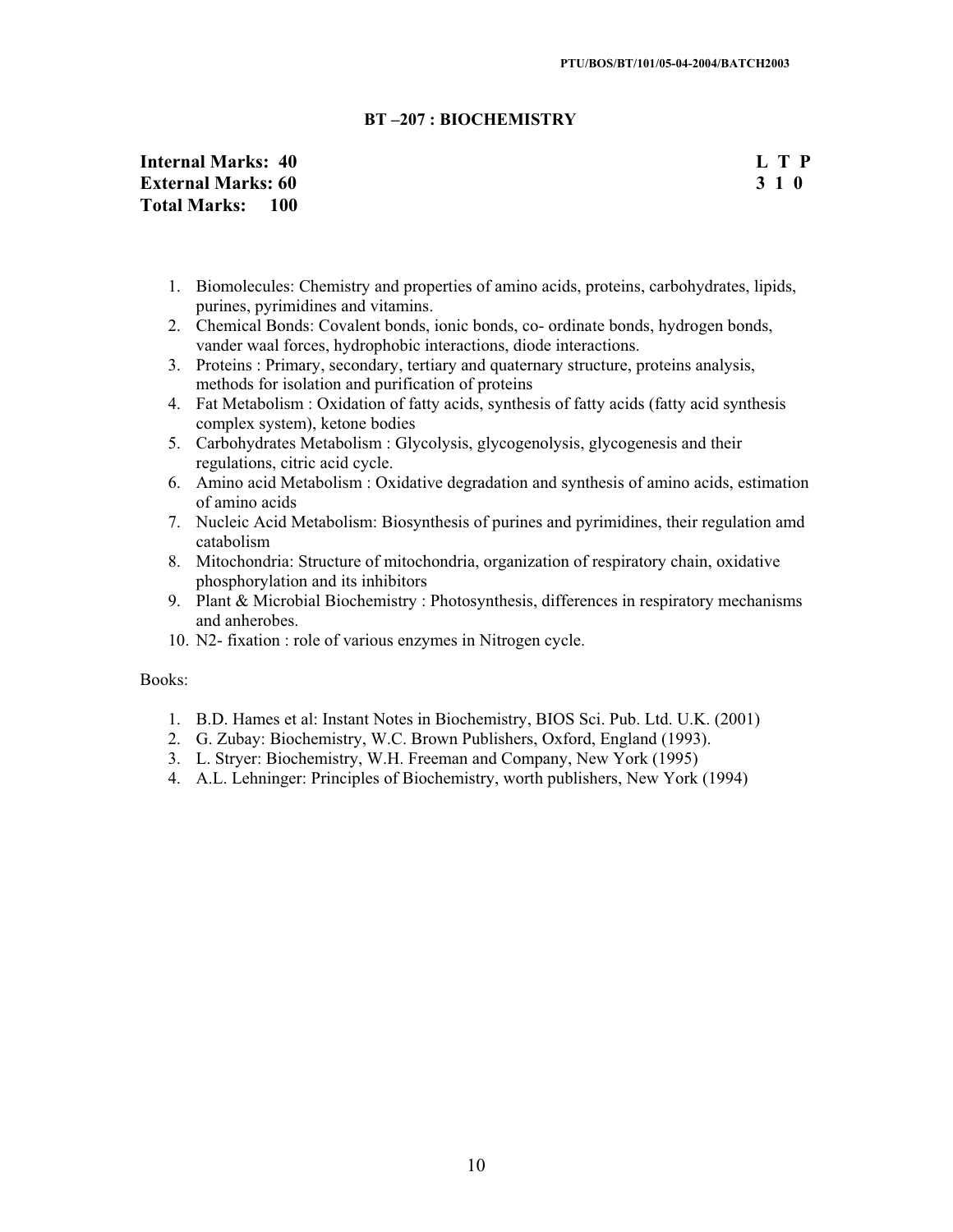## BT –207 : BIOCHEMISTRY

**Internal Marks: 40** **L T P**
**External Marks: 60** **3 1 0**
**Total Marks: 100**

1. Biomolecules: Chemistry and properties of amino acids, proteins, carbohydrates, lipids, purines, pyrimidines and vitamins.
2. Chemical Bonds: Covalent bonds, ionic bonds, co- ordinate bonds, hydrogen bonds, vander waal forces, hydrophobic interactions, diode interactions.
3. Proteins : Primary, secondary, tertiary and quaternary structure, proteins analysis, methods for isolation and purification of proteins
4. Fat Metabolism : Oxidation of fatty acids, synthesis of fatty acids (fatty acid synthesis complex system), ketone bodies
5. Carbohydrates Metabolism : Glycolysis, glycogenolysis, glycogenesis and their regulations, citric acid cycle.
6. Amino acid Metabolism : Oxidative degradation and synthesis of amino acids, estimation of amino acids
7. Nucleic Acid Metabolism: Biosynthesis of purines and pyrimidines, their regulation amd catabolism
8. Mitochondria: Structure of mitochondria, organization of respiratory chain, oxidative phosphorylation and its inhibitors
9. Plant & Microbial Biochemistry : Photosynthesis, differences in respiratory mechanisms and anherobes.
10. N2- fixation : role of various enzymes in Nitrogen cycle.

Books:

1. B.D. Hames et al: Instant Notes in Biochemistry, BIOS Sci. Pub. Ltd. U.K. (2001)
2. G. Zubay: Biochemistry, W.C. Brown Publishers, Oxford, England (1993).
3. L. Stryer: Biochemistry, W.H. Freeman and Company, New York (1995)
4. A.L. Lehninger: Principles of Biochemistry, worth publishers, New York (1994)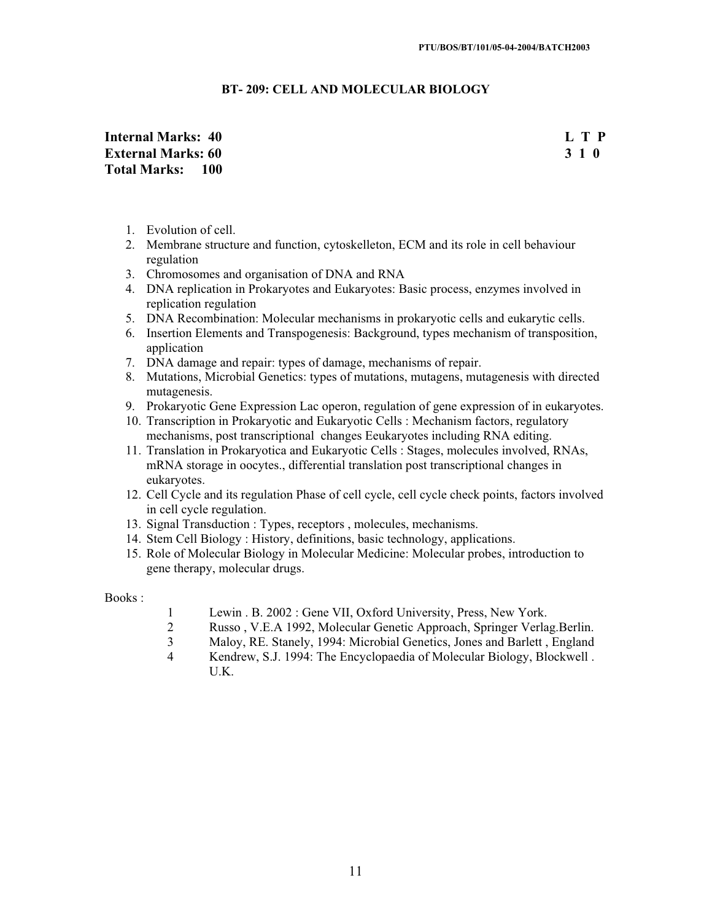## BT- 209: CELL AND MOLECULAR BIOLOGY

| | |
|---|---|
| **Internal Marks: 40** | **L T P** |
| **External Marks: 60** | **3 1 0** |
| **Total Marks: 100** | |

1. Evolution of cell.
2. Membrane structure and function, cytoskelleton, ECM and its role in cell behaviour regulation
3. Chromosomes and organisation of DNA and RNA
4. DNA replication in Prokaryotes and Eukaryotes: Basic process, enzymes involved in replication regulation
5. DNA Recombination: Molecular mechanisms in prokaryotic cells and eukarytic cells.
6. Insertion Elements and Transpogenesis: Background, types mechanism of transposition, application
7. DNA damage and repair: types of damage, mechanisms of repair.
8. Mutations, Microbial Genetics: types of mutations, mutagens, mutagenesis with directed mutagenesis.
9. Prokaryotic Gene Expression Lac operon, regulation of gene expression of in eukaryotes.
10. Transcription in Prokaryotic and Eukaryotic Cells : Mechanism factors, regulatory mechanisms, post transcriptional changes Eeukaryotes including RNA editing.
11. Translation in Prokaryotica and Eukaryotic Cells : Stages, molecules involved, RNAs, mRNA storage in oocytes., differential translation post transcriptional changes in eukaryotes.
12. Cell Cycle and its regulation Phase of cell cycle, cell cycle check points, factors involved in cell cycle regulation.
13. Signal Transduction : Types, receptors , molecules, mechanisms.
14. Stem Cell Biology : History, definitions, basic technology, applications.
15. Role of Molecular Biology in Molecular Medicine: Molecular probes, introduction to gene therapy, molecular drugs.

Books :

1. Lewin . B. 2002 : Gene VII, Oxford University, Press, New York.
2. Russo , V.E.A 1992, Molecular Genetic Approach, Springer Verlag.Berlin.
3. Maloy, RE. Stanely, 1994: Microbial Genetics, Jones and Barlett , England
4. Kendrew, S.J. 1994: The Encyclopaedia of Molecular Biology, Blockwell . U.K.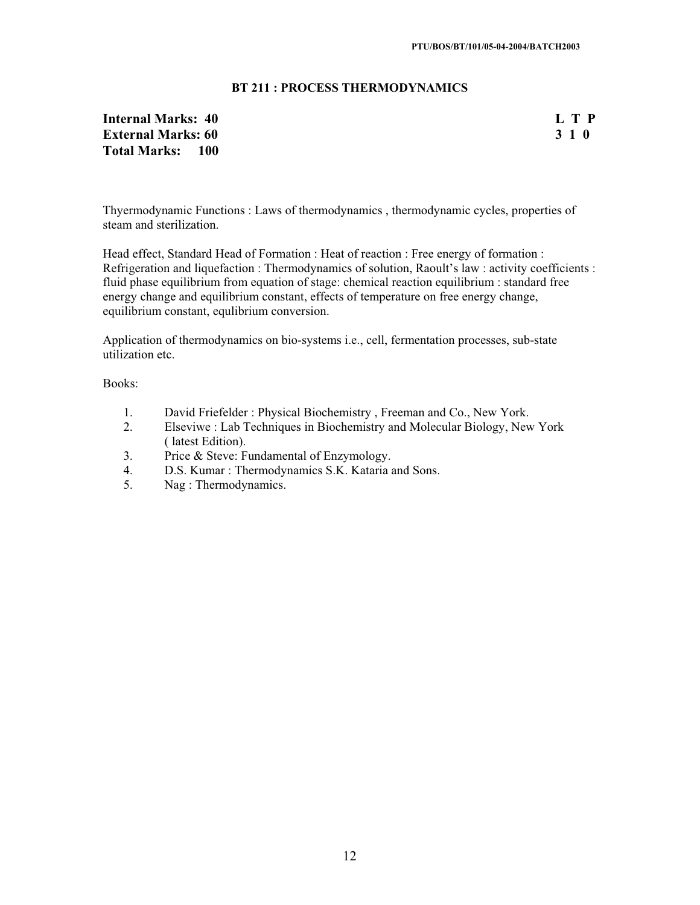## BT 211 : PROCESS THERMODYNAMICS

| | |
|---|---|
| **Internal Marks: 40** | **L T P** |
| **External Marks: 60** | **3 1 0** |
| **Total Marks: 100** | |

Thyermodynamic Functions : Laws of thermodynamics , thermodynamic cycles, properties of steam and sterilization.

Head effect, Standard Head of Formation : Heat of reaction : Free energy of formation : Refrigeration and liquefaction : Thermodynamics of solution, Raoult's law : activity coefficients : fluid phase equilibrium from equation of stage: chemical reaction equilibrium : standard free energy change and equilibrium constant, effects of temperature on free energy change, equilibrium constant, equlibrium conversion.

Application of thermodynamics on bio-systems i.e., cell, fermentation processes, sub-state utilization etc.

Books:

1. David Friefelder : Physical Biochemistry , Freeman and Co., New York.
2. Elseviwe : Lab Techniques in Biochemistry and Molecular Biology, New York ( latest Edition).
3. Price & Steve: Fundamental of Enzymology.
4. D.S. Kumar : Thermodynamics S.K. Kataria and Sons.
5. Nag : Thermodynamics.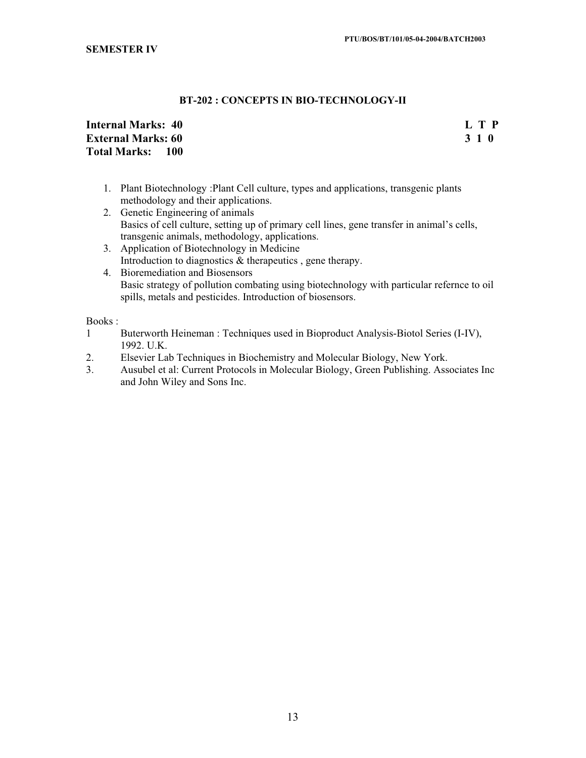**SEMESTER IV**

## BT-202 : CONCEPTS IN BIO-TECHNOLOGY-II

| | |
|---|---|
| **Internal Marks: 40** | **L T P** |
| **External Marks: 60** | **3 1 0** |
| **Total Marks: 100** | |

1. Plant Biotechnology :Plant Cell culture, types and applications, transgenic plants methodology and their applications.
2. Genetic Engineering of animals
   Basics of cell culture, setting up of primary cell lines, gene transfer in animal's cells, transgenic animals, methodology, applications.
3. Application of Biotechnology in Medicine
   Introduction to diagnostics & therapeutics , gene therapy.
4. Bioremediation and Biosensors
   Basic strategy of pollution combating using biotechnology with particular refernce to oil spills, metals and pesticides. Introduction of biosensors.

Books :

1. Buterworth Heineman : Techniques used in Bioproduct Analysis-Biotol Series (I-IV), 1992. U.K.
2. Elsevier Lab Techniques in Biochemistry and Molecular Biology, New York.
3. Ausubel et al: Current Protocols in Molecular Biology, Green Publishing. Associates Inc and John Wiley and Sons Inc.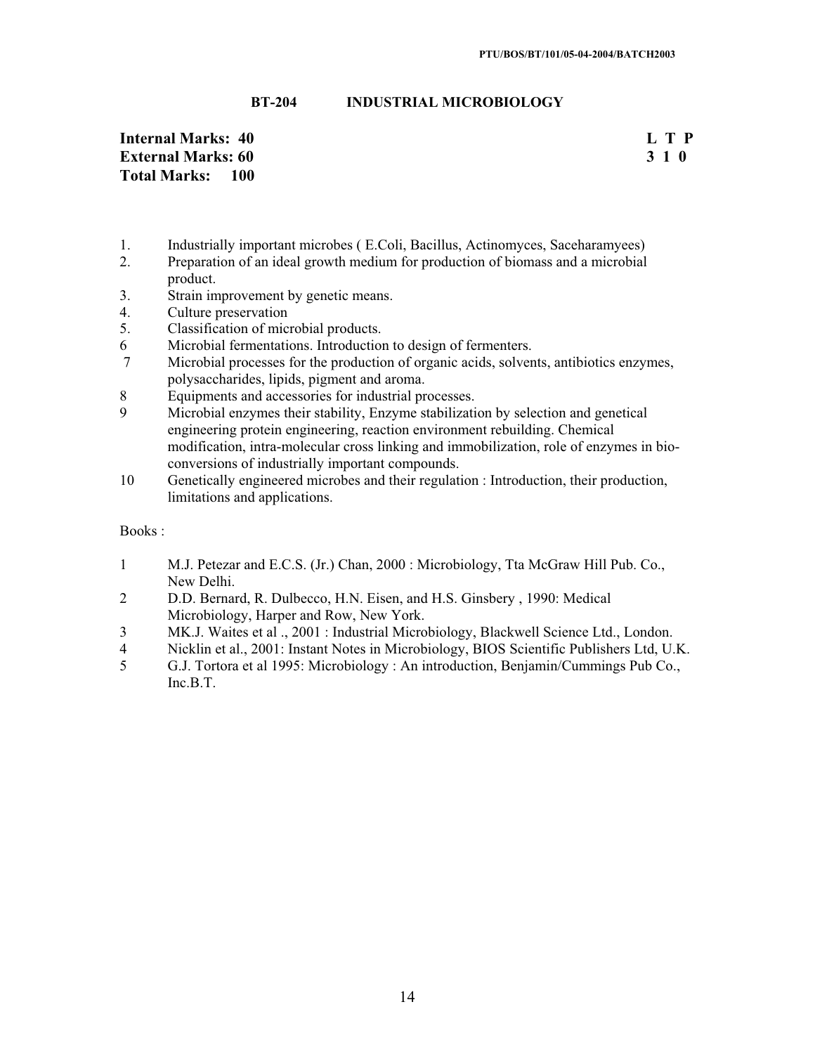## BT-204 INDUSTRIAL MICROBIOLOGY

| | L T P |
|---|---|
| **Internal Marks: 40** | **L T P** |
| **External Marks: 60** | **3 1 0** |
| **Total Marks: 100** | |

1. Industrially important microbes ( E.Coli, Bacillus, Actinomyces, Saceharamyees)
2. Preparation of an ideal growth medium for production of biomass and a microbial product.
3. Strain improvement by genetic means.
4. Culture preservation
5. Classification of microbial products.
6. Microbial fermentations. Introduction to design of fermenters.
7. Microbial processes for the production of organic acids, solvents, antibiotics enzymes, polysaccharides, lipids, pigment and aroma.
8. Equipments and accessories for industrial processes.
9. Microbial enzymes their stability, Enzyme stabilization by selection and genetical engineering protein engineering, reaction environment rebuilding. Chemical modification, intra-molecular cross linking and immobilization, role of enzymes in bio-conversions of industrially important compounds.
10. Genetically engineered microbes and their regulation : Introduction, their production, limitations and applications.

Books :

1. M.J. Petezar and E.C.S. (Jr.) Chan, 2000 : Microbiology, Tta McGraw Hill Pub. Co., New Delhi.
2. D.D. Bernard, R. Dulbecco, H.N. Eisen, and H.S. Ginsbery , 1990: Medical Microbiology, Harper and Row, New York.
3. MK.J. Waites et al ., 2001 : Industrial Microbiology, Blackwell Science Ltd., London.
4. Nicklin et al., 2001: Instant Notes in Microbiology, BIOS Scientific Publishers Ltd, U.K.
5. G.J. Tortora et al 1995: Microbiology : An introduction, Benjamin/Cummings Pub Co., Inc.B.T.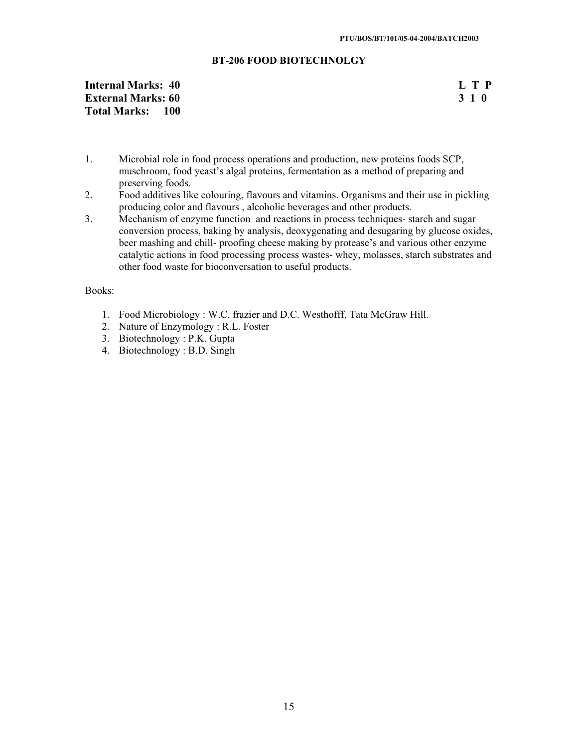## BT-206 FOOD BIOTECHNOLGY

**Internal Marks: 40**
**External Marks: 60**
**Total Marks: 100**

| L | T | P |
|---|---|---|
| 3 | 1 | 0 |

1. Microbial role in food process operations and production, new proteins foods SCP, muschroom, food yeast's algal proteins, fermentation as a method of preparing and preserving foods.
2. Food additives like colouring, flavours and vitamins. Organisms and their use in pickling producing color and flavours , alcoholic beverages and other products.
3. Mechanism of enzyme function and reactions in process techniques- starch and sugar conversion process, baking by analysis, deoxygenating and desugaring by glucose oxides, beer mashing and chill- proofing cheese making by protease's and various other enzyme catalytic actions in food processing process wastes- whey, molasses, starch substrates and other food waste for bioconversation to useful products.

Books:

1. Food Microbiology : W.C. frazier and D.C. Westhofff, Tata McGraw Hill.
2. Nature of Enzymology : R.L. Foster
3. Biotechnology : P.K. Gupta
4. Biotechnology : B.D. Singh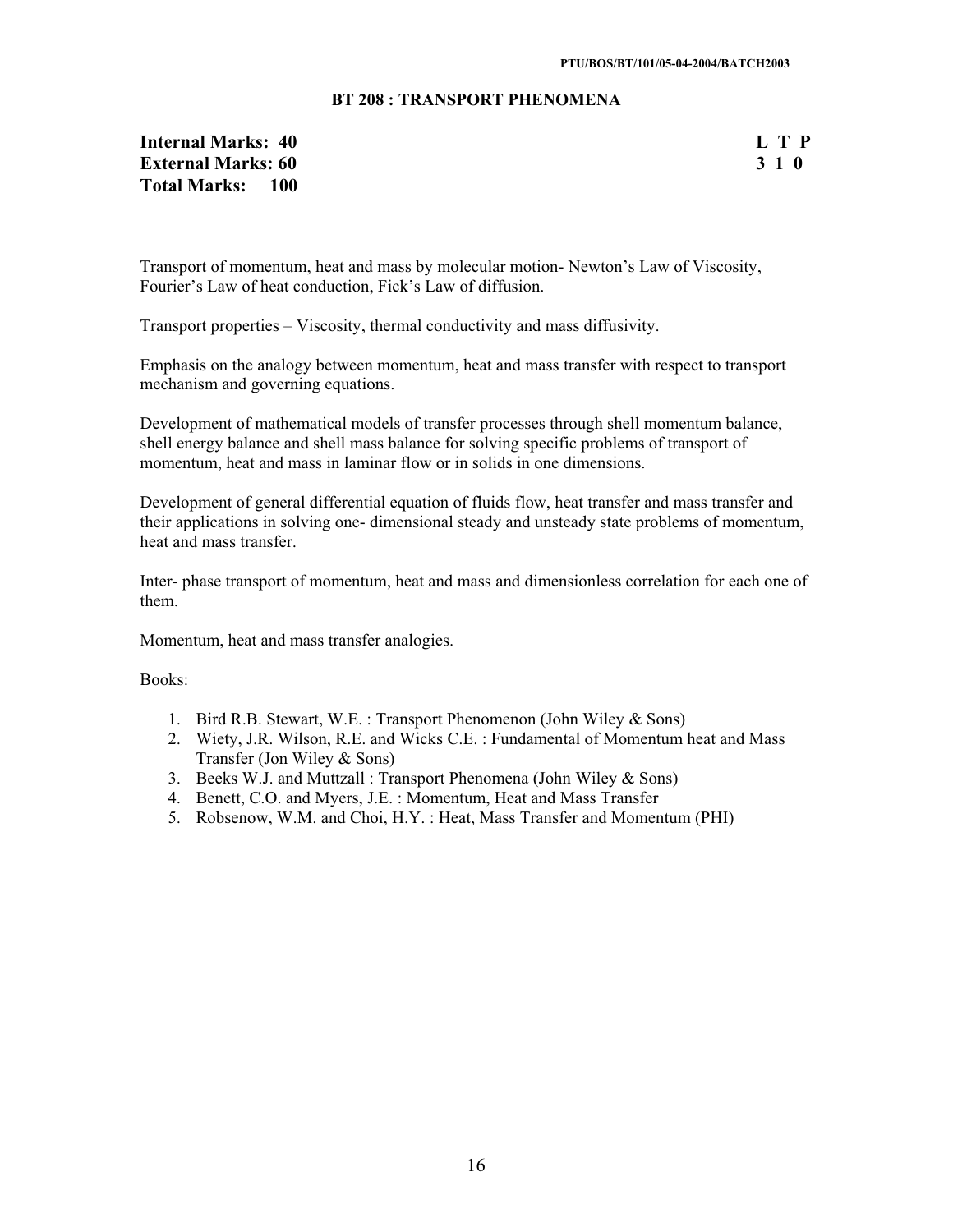## BT 208 : TRANSPORT PHENOMENA

| | |
|---|---|
| **Internal Marks: 40** | **L T P** |
| **External Marks: 60** | **3 1 0** |
| **Total Marks: 100** | |

Transport of momentum, heat and mass by molecular motion- Newton's Law of Viscosity, Fourier's Law of heat conduction, Fick's Law of diffusion.

Transport properties – Viscosity, thermal conductivity and mass diffusivity.

Emphasis on the analogy between momentum, heat and mass transfer with respect to transport mechanism and governing equations.

Development of mathematical models of transfer processes through shell momentum balance, shell energy balance and shell mass balance for solving specific problems of transport of momentum, heat and mass in laminar flow or in solids in one dimensions.

Development of general differential equation of fluids flow, heat transfer and mass transfer and their applications in solving one- dimensional steady and unsteady state problems of momentum, heat and mass transfer.

Inter- phase transport of momentum, heat and mass and dimensionless correlation for each one of them.

Momentum, heat and mass transfer analogies.

Books:

1. Bird R.B. Stewart, W.E. : Transport Phenomenon (John Wiley & Sons)
2. Wiety, J.R. Wilson, R.E. and Wicks C.E. : Fundamental of Momentum heat and Mass Transfer (Jon Wiley & Sons)
3. Beeks W.J. and Muttzall : Transport Phenomena (John Wiley & Sons)
4. Benett, C.O. and Myers, J.E. : Momentum, Heat and Mass Transfer
5. Robsenow, W.M. and Choi, H.Y. : Heat, Mass Transfer and Momentum (PHI)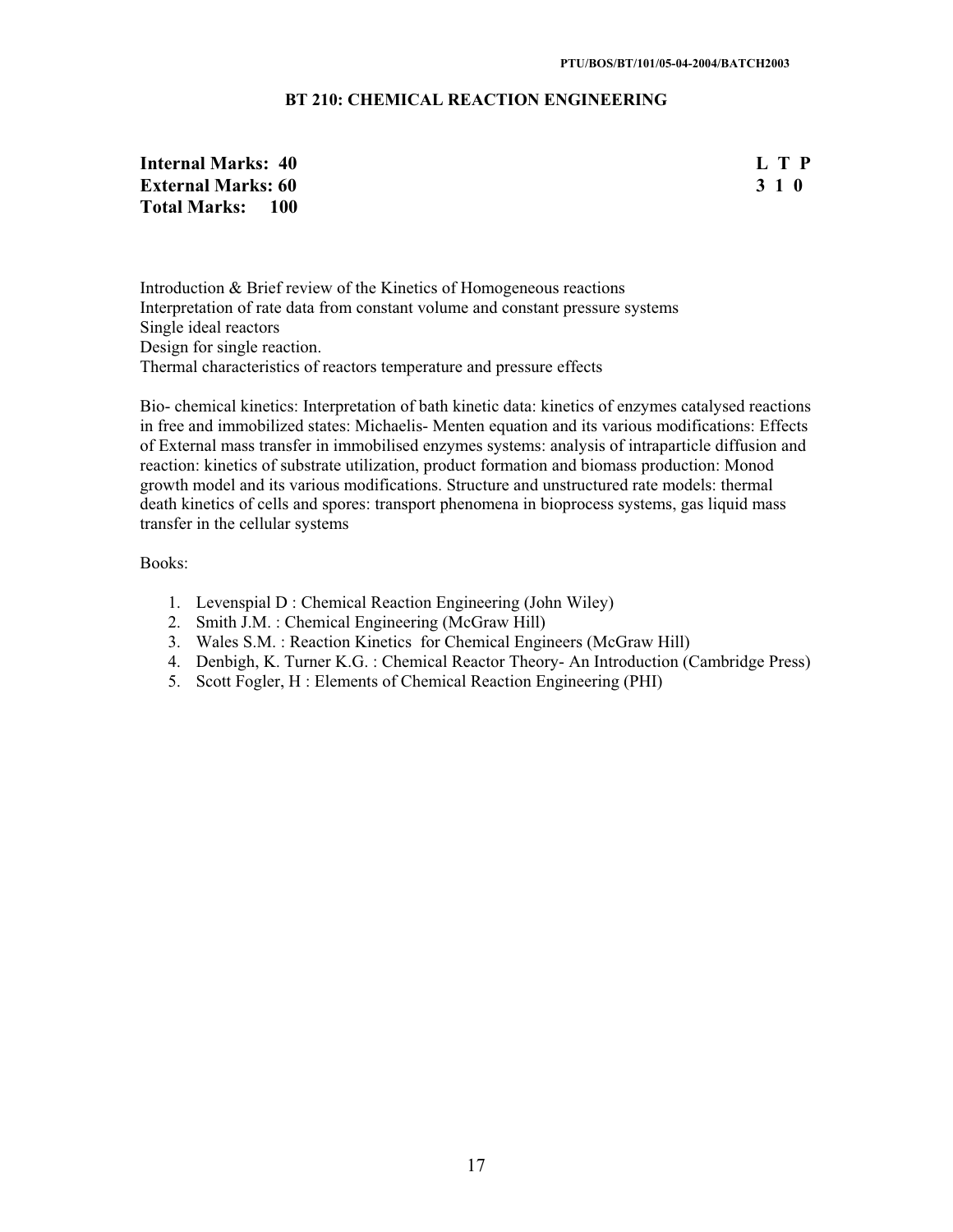## BT 210: CHEMICAL REACTION ENGINEERING

| | |
|---|---|
| **Internal Marks: 40** | **L T P** |
| **External Marks: 60** | **3 1 0** |
| **Total Marks: 100** | |

Introduction & Brief review of the Kinetics of Homogeneous reactions
Interpretation of rate data from constant volume and constant pressure systems
Single ideal reactors
Design for single reaction.
Thermal characteristics of reactors temperature and pressure effects

Bio- chemical kinetics: Interpretation of bath kinetic data: kinetics of enzymes catalysed reactions in free and immobilized states: Michaelis- Menten equation and its various modifications: Effects of External mass transfer in immobilised enzymes systems: analysis of intraparticle diffusion and reaction: kinetics of substrate utilization, product formation and biomass production: Monod growth model and its various modifications. Structure and unstructured rate models: thermal death kinetics of cells and spores: transport phenomena in bioprocess systems, gas liquid mass transfer in the cellular systems

Books:

1. Levenspial D : Chemical Reaction Engineering (John Wiley)
2. Smith J.M. : Chemical Engineering (McGraw Hill)
3. Wales S.M. : Reaction Kinetics for Chemical Engineers (McGraw Hill)
4. Denbigh, K. Turner K.G. : Chemical Reactor Theory- An Introduction (Cambridge Press)
5. Scott Fogler, H : Elements of Chemical Reaction Engineering (PHI)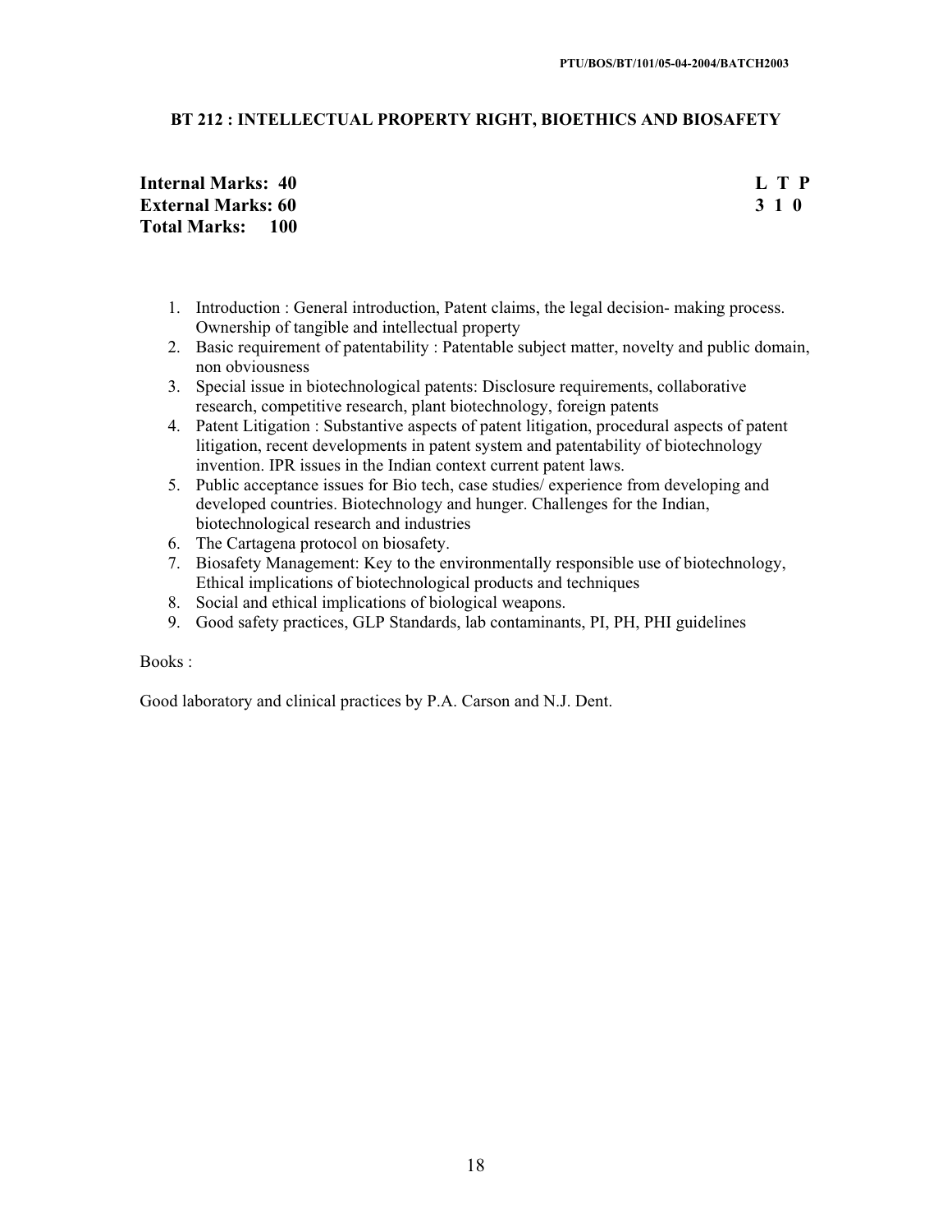## BT 212 : INTELLECTUAL PROPERTY RIGHT, BIOETHICS AND BIOSAFETY

| | |
|---|---|
| **Internal Marks: 40** | **L T P** |
| **External Marks: 60** | **3 1 0** |
| **Total Marks: 100** | |

1. Introduction : General introduction, Patent claims, the legal decision- making process. Ownership of tangible and intellectual property
2. Basic requirement of patentability : Patentable subject matter, novelty and public domain, non obviousness
3. Special issue in biotechnological patents: Disclosure requirements, collaborative research, competitive research, plant biotechnology, foreign patents
4. Patent Litigation : Substantive aspects of patent litigation, procedural aspects of patent litigation, recent developments in patent system and patentability of biotechnology invention. IPR issues in the Indian context current patent laws.
5. Public acceptance issues for Bio tech, case studies/ experience from developing and developed countries. Biotechnology and hunger. Challenges for the Indian, biotechnological research and industries
6. The Cartagena protocol on biosafety.
7. Biosafety Management: Key to the environmentally responsible use of biotechnology, Ethical implications of biotechnological products and techniques
8. Social and ethical implications of biological weapons.
9. Good safety practices, GLP Standards, lab contaminants, PI, PH, PHI guidelines

Books :

Good laboratory and clinical practices by P.A. Carson and N.J. Dent.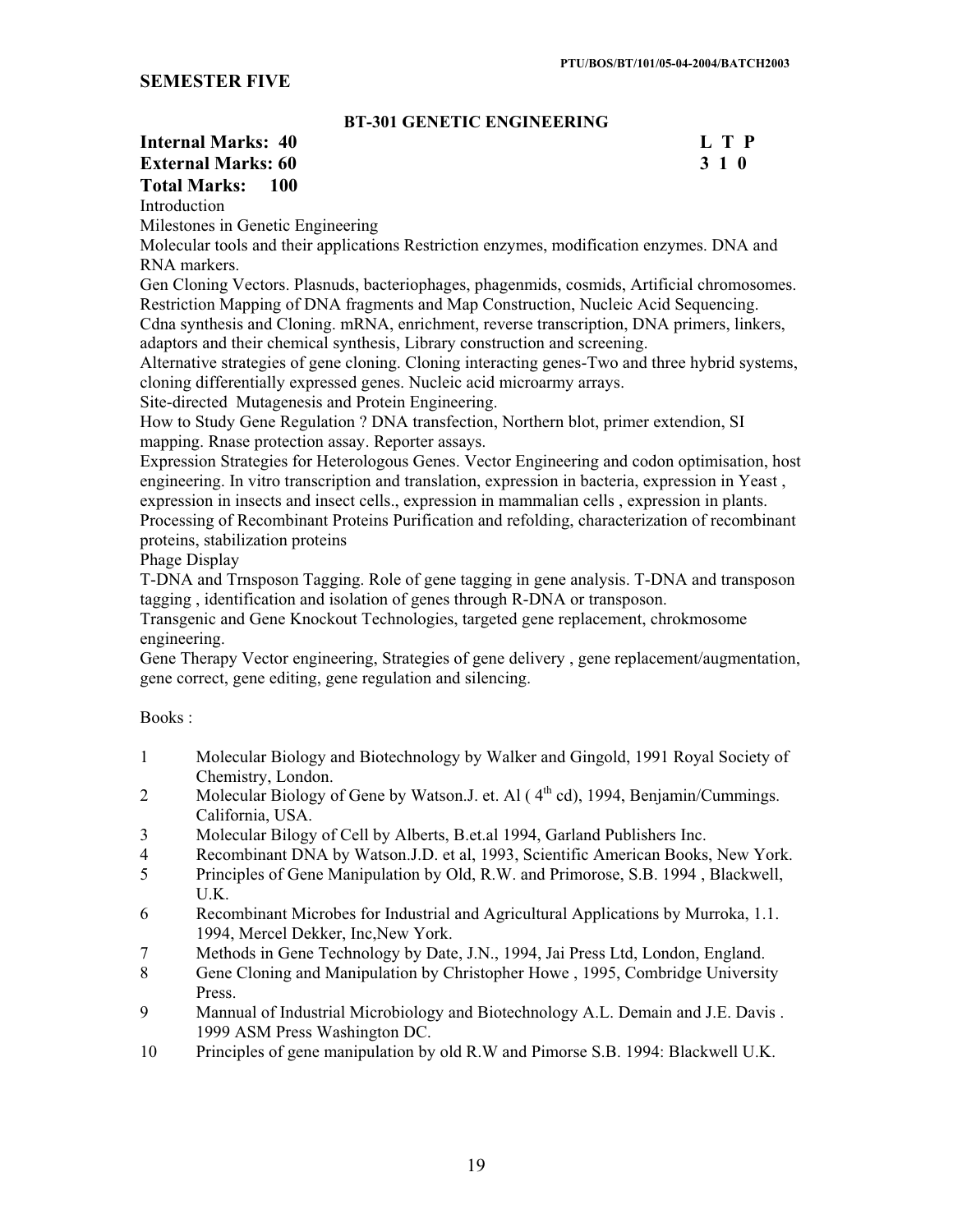## SEMESTER FIVE

### BT-301 GENETIC ENGINEERING

**Internal Marks: 40** **L T P**
**External Marks: 60** **3 1 0**
**Total Marks: 100**

Introduction

Milestones in Genetic Engineering

Molecular tools and their applications Restriction enzymes, modification enzymes. DNA and RNA markers.

Gen Cloning Vectors. Plasnuds, bacteriophages, phagenmids, cosmids, Artificial chromosomes. Restriction Mapping of DNA fragments and Map Construction, Nucleic Acid Sequencing.

Cdna synthesis and Cloning. mRNA, enrichment, reverse transcription, DNA primers, linkers, adaptors and their chemical synthesis, Library construction and screening.

Alternative strategies of gene cloning. Cloning interacting genes-Two and three hybrid systems, cloning differentially expressed genes. Nucleic acid microarmy arrays.

Site-directed Mutagenesis and Protein Engineering.

How to Study Gene Regulation ? DNA transfection, Northern blot, primer extendion, SI mapping. Rnase protection assay. Reporter assays.

Expression Strategies for Heterologous Genes. Vector Engineering and codon optimisation, host engineering. In vitro transcription and translation, expression in bacteria, expression in Yeast , expression in insects and insect cells., expression in mammalian cells , expression in plants.

Processing of Recombinant Proteins Purification and refolding, characterization of recombinant proteins, stabilization proteins

Phage Display

T-DNA and Trnsposon Tagging. Role of gene tagging in gene analysis. T-DNA and transposon tagging , identification and isolation of genes through R-DNA or transposon.

Transgenic and Gene Knockout Technologies, targeted gene replacement, chrokmosome engineering.

Gene Therapy Vector engineering, Strategies of gene delivery , gene replacement/augmentation, gene correct, gene editing, gene regulation and silencing.

Books :

1. Molecular Biology and Biotechnology by Walker and Gingold, 1991 Royal Society of Chemistry, London.
2. Molecular Biology of Gene by Watson.J. et. Al ( 4th cd), 1994, Benjamin/Cummings. California, USA.
3. Molecular Bilogy of Cell by Alberts, B.et.al 1994, Garland Publishers Inc.
4. Recombinant DNA by Watson.J.D. et al, 1993, Scientific American Books, New York.
5. Principles of Gene Manipulation by Old, R.W. and Primorose, S.B. 1994 , Blackwell, U.K.
6. Recombinant Microbes for Industrial and Agricultural Applications by Murroka, 1.1. 1994, Mercel Dekker, Inc,New York.
7. Methods in Gene Technology by Date, J.N., 1994, Jai Press Ltd, London, England.
8. Gene Cloning and Manipulation by Christopher Howe , 1995, Combridge University Press.
9. Mannual of Industrial Microbiology and Biotechnology A.L. Demain and J.E. Davis . 1999 ASM Press Washington DC.
10. Principles of gene manipulation by old R.W and Pimorse S.B. 1994: Blackwell U.K.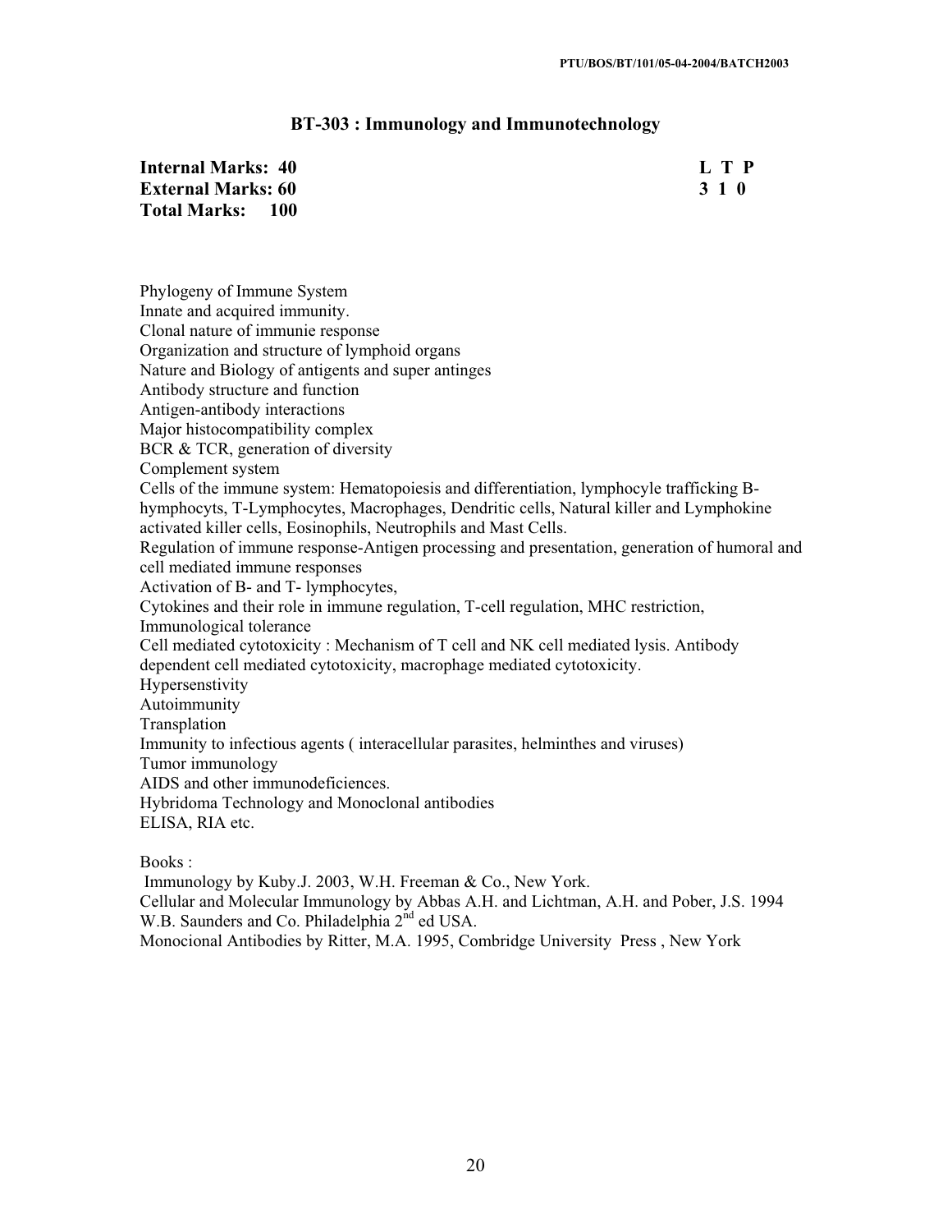## BT-303 : Immunology and Immunotechnology

| | |
|---|---|
| **Internal Marks: 40** | **L T P** |
| **External Marks: 60** | **3 1 0** |
| **Total Marks: 100** | |

Phylogeny of Immune System
Innate and acquired immunity.
Clonal nature of immunie response
Organization and structure of lymphoid organs
Nature and Biology of antigents and super antinges
Antibody structure and function
Antigen-antibody interactions
Major histocompatibility complex
BCR & TCR, generation of diversity
Complement system
Cells of the immune system: Hematopoiesis and differentiation, lymphocyle trafficking B-hymphocyts, T-Lymphocytes, Macrophages, Dendritic cells, Natural killer and Lymphokine activated killer cells, Eosinophils, Neutrophils and Mast Cells.
Regulation of immune response-Antigen processing and presentation, generation of humoral and cell mediated immune responses
Activation of B- and T- lymphocytes,
Cytokines and their role in immune regulation, T-cell regulation, MHC restriction,
Immunological tolerance
Cell mediated cytotoxicity : Mechanism of T cell and NK cell mediated lysis. Antibody dependent cell mediated cytotoxicity, macrophage mediated cytotoxicity.
Hypersenstivity
Autoimmunity
Transplation
Immunity to infectious agents ( interacellular parasites, helminthes and viruses)
Tumor immunology
AIDS and other immunodeficiences.
Hybridoma Technology and Monoclonal antibodies
ELISA, RIA etc.

Books :

Immunology by Kuby.J. 2003, W.H. Freeman & Co., New York.
Cellular and Molecular Immunology by Abbas A.H. and Lichtman, A.H. and Pober, J.S. 1994 W.B. Saunders and Co. Philadelphia 2nd ed USA.
Monocional Antibodies by Ritter, M.A. 1995, Combridge University Press , New York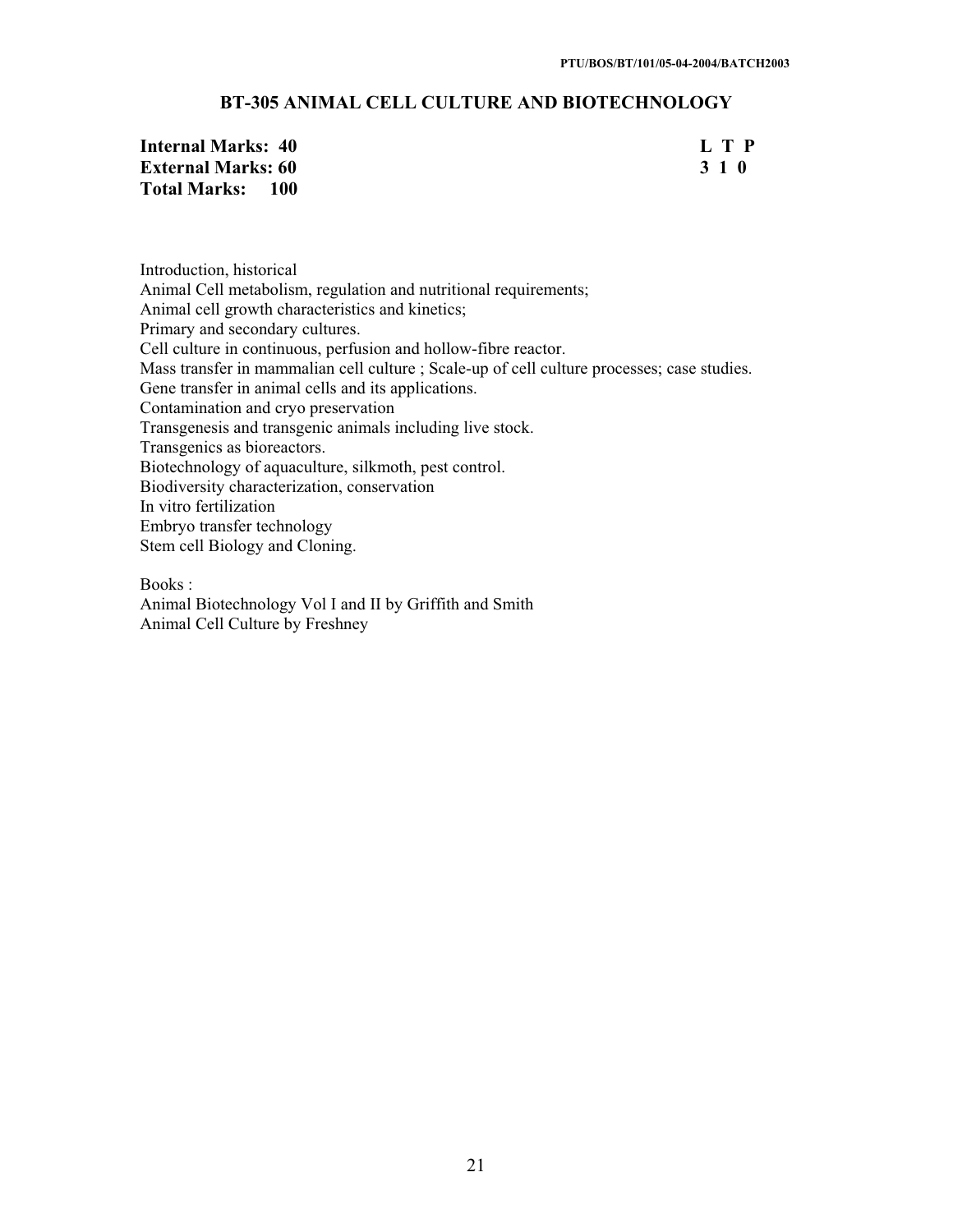## BT-305 ANIMAL CELL CULTURE AND BIOTECHNOLOGY

| | |
|---|---|
| **Internal Marks: 40** | **L T P** |
| **External Marks: 60** | **3 1 0** |
| **Total Marks: 100** | |

Introduction, historical
Animal Cell metabolism, regulation and nutritional requirements;
Animal cell growth characteristics and kinetics;
Primary and secondary cultures.
Cell culture in continuous, perfusion and hollow-fibre reactor.
Mass transfer in mammalian cell culture ; Scale-up of cell culture processes; case studies.
Gene transfer in animal cells and its applications.
Contamination and cryo preservation
Transgenesis and transgenic animals including live stock.
Transgenics as bioreactors.
Biotechnology of aquaculture, silkmoth, pest control.
Biodiversity characterization, conservation
In vitro fertilization
Embryo transfer technology
Stem cell Biology and Cloning.

Books :
Animal Biotechnology Vol I and II by Griffith and Smith
Animal Cell Culture by Freshney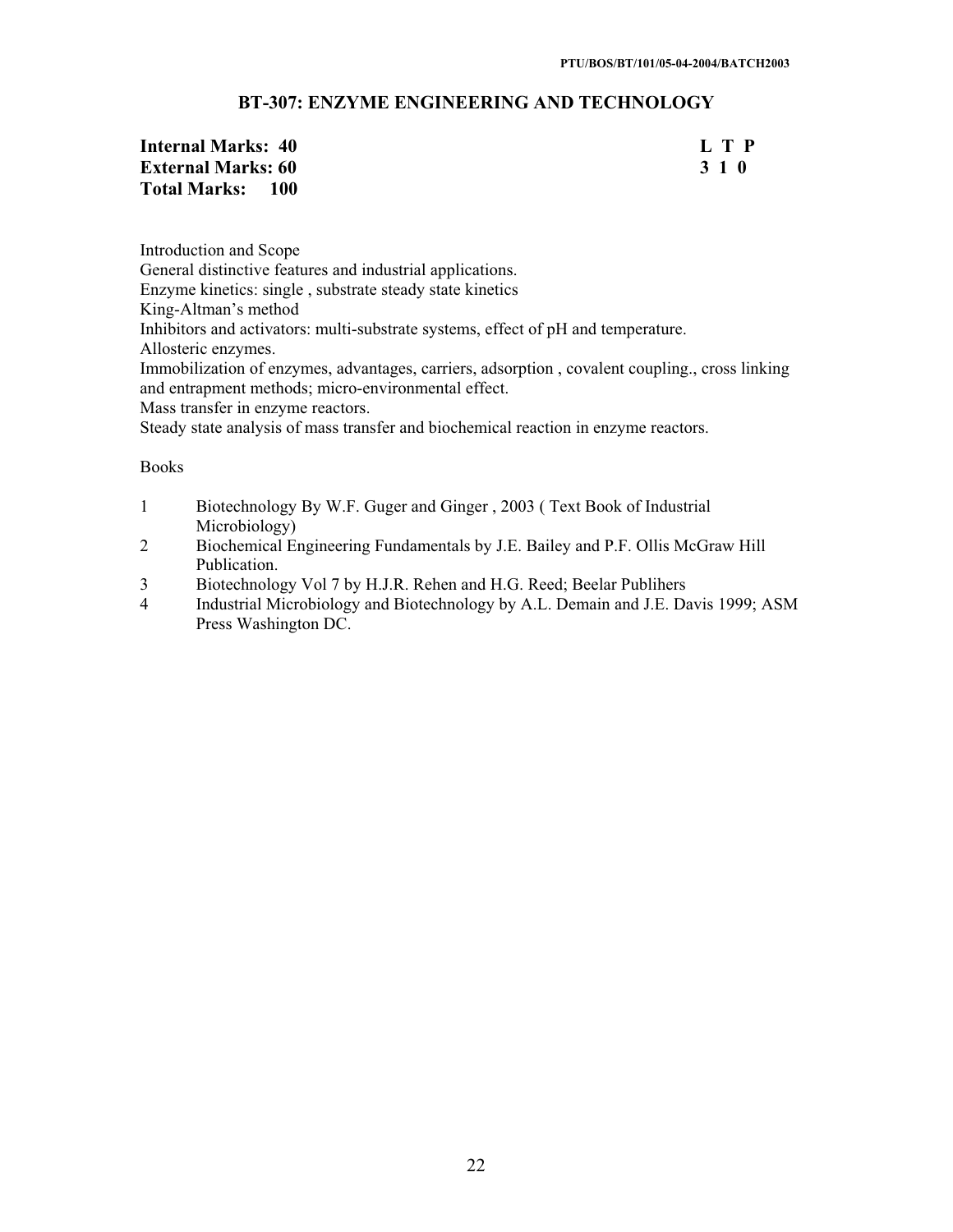## BT-307: ENZYME ENGINEERING AND TECHNOLOGY

**Internal Marks: 40** **L T P**
**External Marks: 60** **3 1 0**
**Total Marks: 100**

Introduction and Scope
General distinctive features and industrial applications.
Enzyme kinetics: single , substrate steady state kinetics
King-Altman's method
Inhibitors and activators: multi-substrate systems, effect of pH and temperature.
Allosteric enzymes.
Immobilization of enzymes, advantages, carriers, adsorption , covalent coupling., cross linking and entrapment methods; micro-environmental effect.
Mass transfer in enzyme reactors.
Steady state analysis of mass transfer and biochemical reaction in enzyme reactors.

Books

1. Biotechnology By W.F. Guger and Ginger , 2003 ( Text Book of Industrial Microbiology)
2. Biochemical Engineering Fundamentals by J.E. Bailey and P.F. Ollis McGraw Hill Publication.
3. Biotechnology Vol 7 by H.J.R. Rehen and H.G. Reed; Beelar Publihers
4. Industrial Microbiology and Biotechnology by A.L. Demain and J.E. Davis 1999; ASM Press Washington DC.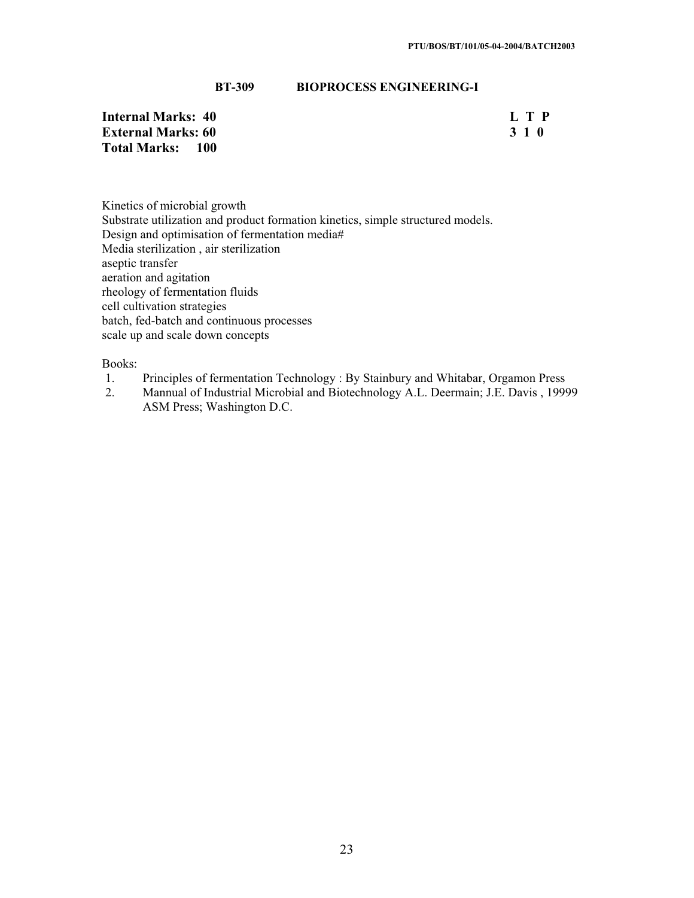## BT-309 BIOPROCESS ENGINEERING-I

**Internal Marks: 40**
**External Marks: 60**
**Total Marks: 100**

**L T P**
**3 1 0**

Kinetics of microbial growth
Substrate utilization and product formation kinetics, simple structured models.
Design and optimisation of fermentation media#
Media sterilization , air sterilization
aseptic transfer
aeration and agitation
rheology of fermentation fluids
cell cultivation strategies
batch, fed-batch and continuous processes
scale up and scale down concepts

Books:

1. Principles of fermentation Technology : By Stainbury and Whitabar, Orgamon Press
2. Mannual of Industrial Microbial and Biotechnology A.L. Deermain; J.E. Davis , 19999 ASM Press; Washington D.C.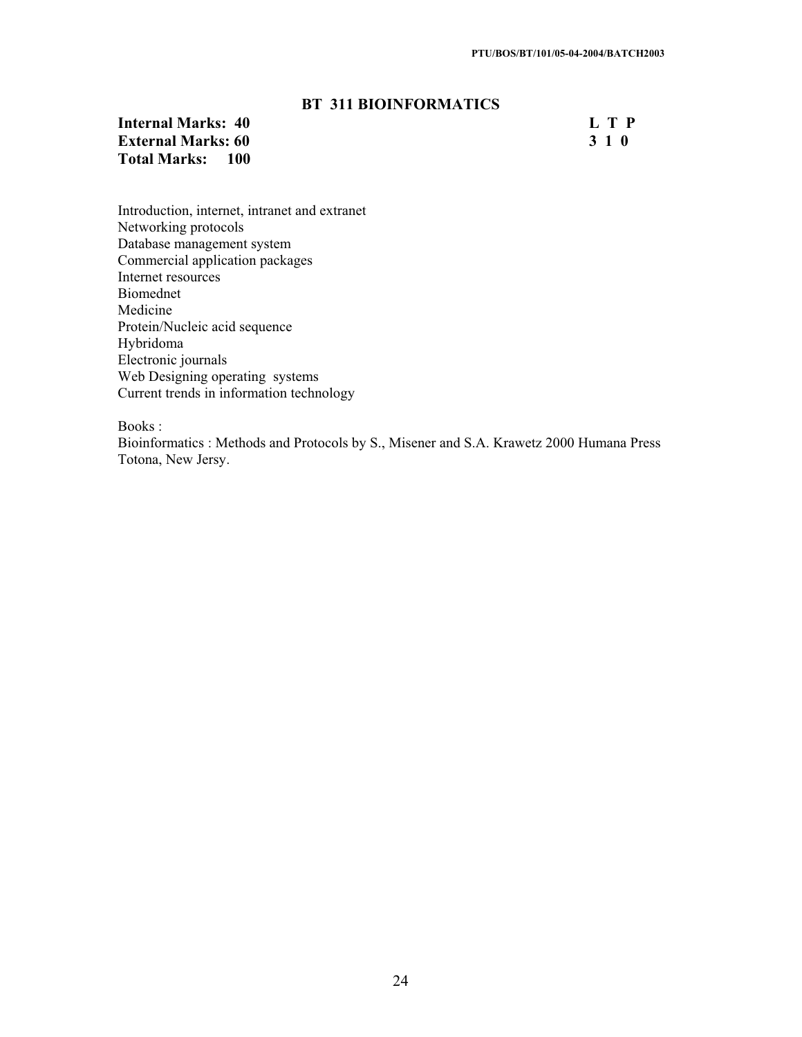## BT 311 BIOINFORMATICS

| **Internal Marks: 40** | **L T P** |
|---|---|
| **External Marks: 60** | **3 1 0** |
| **Total Marks: 100** | |

Introduction, internet, intranet and extranet
Networking protocols
Database management system
Commercial application packages
Internet resources
Biomednet
Medicine
Protein/Nucleic acid sequence
Hybridoma
Electronic journals
Web Designing operating systems
Current trends in information technology

Books :
Bioinformatics : Methods and Protocols by S., Misener and S.A. Krawetz 2000 Humana Press Totona, New Jersy.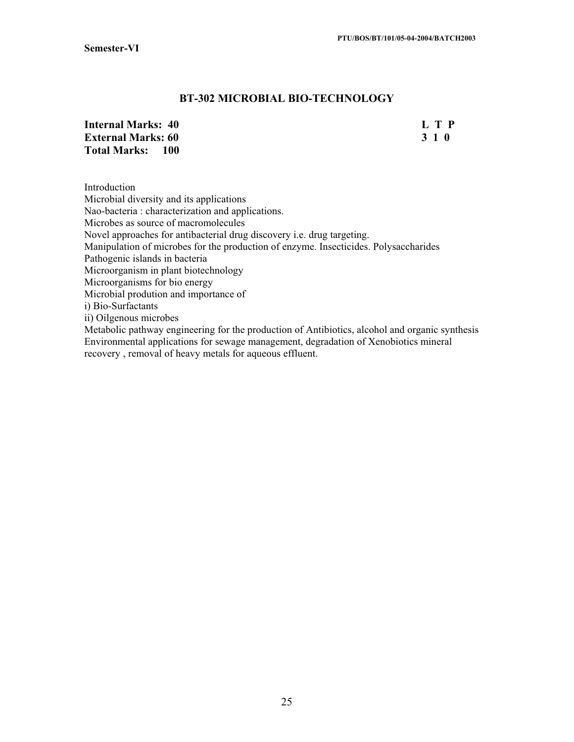**Semester-VI**

## BT-302 MICROBIAL BIO-TECHNOLOGY

| | |
|---|---|
| **Internal Marks: 40** | **L T P** |
| **External Marks: 60** | **3 1 0** |
| **Total Marks: 100** | |

Introduction
Microbial diversity and its applications
Nao-bacteria : characterization and applications.
Microbes as source of macromolecules
Novel approaches for antibacterial drug discovery i.e. drug targeting.
Manipulation of microbes for the production of enzyme. Insecticides. Polysaccharides
Pathogenic islands in bacteria
Microorganism in plant biotechnology
Microorganisms for bio energy
Microbial prodution and importance of
i) Bio-Surfactants
ii) Oilgenous microbes
Metabolic pathway engineering for the production of Antibiotics, alcohol and organic synthesis
Environmental applications for sewage management, degradation of Xenobiotics mineral recovery , removal of heavy metals for aqueous effluent.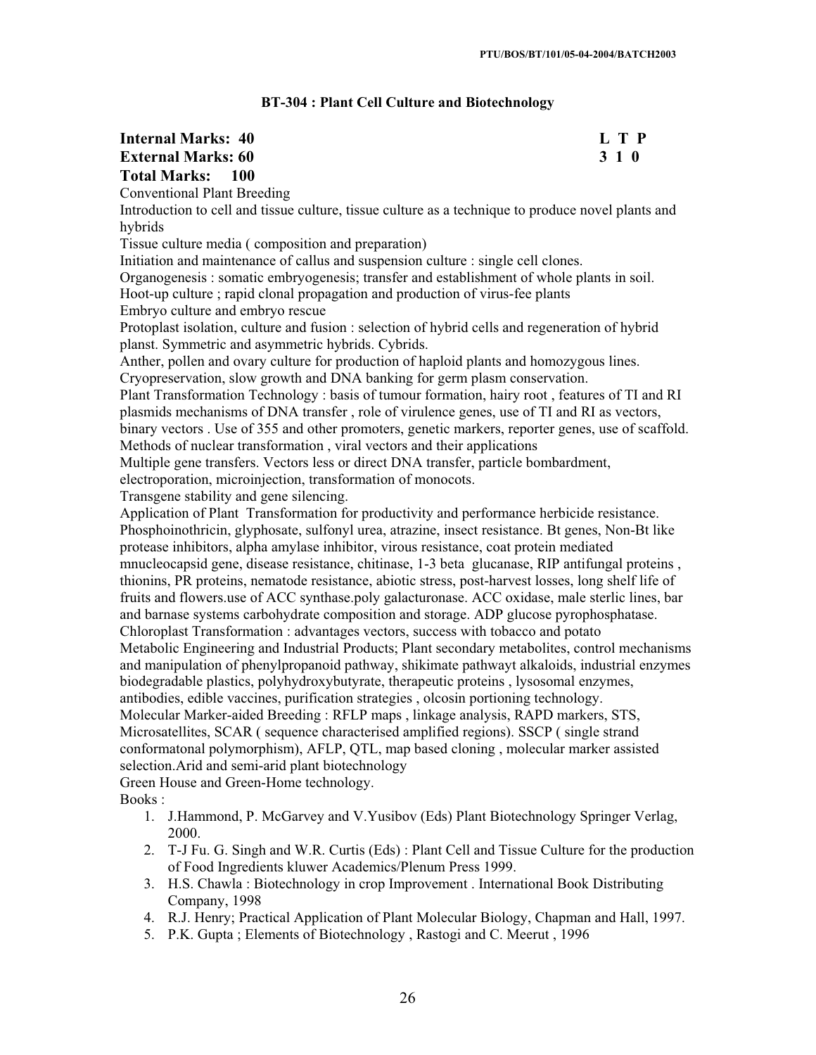## BT-304 : Plant Cell Culture and Biotechnology

**Internal Marks: 40** **L T P**
**External Marks: 60** **3 1 0**
**Total Marks: 100**

Conventional Plant Breeding

Introduction to cell and tissue culture, tissue culture as a technique to produce novel plants and hybrids

Tissue culture media ( composition and preparation)

Initiation and maintenance of callus and suspension culture : single cell clones.

Organogenesis : somatic embryogenesis; transfer and establishment of whole plants in soil.

Hoot-up culture ; rapid clonal propagation and production of virus-fee plants

Embryo culture and embryo rescue

Protoplast isolation, culture and fusion : selection of hybrid cells and regeneration of hybrid planst. Symmetric and asymmetric hybrids. Cybrids.

Anther, pollen and ovary culture for production of haploid plants and homozygous lines.

Cryopreservation, slow growth and DNA banking for germ plasm conservation.

Plant Transformation Technology : basis of tumour formation, hairy root , features of TI and RI plasmids mechanisms of DNA transfer , role of virulence genes, use of TI and RI as vectors, binary vectors . Use of 355 and other promoters, genetic markers, reporter genes, use of scaffold. Methods of nuclear transformation , viral vectors and their applications

Multiple gene transfers. Vectors less or direct DNA transfer, particle bombardment, electroporation, microinjection, transformation of monocots.

Transgene stability and gene silencing.

Application of Plant Transformation for productivity and performance herbicide resistance. Phosphoinothricin, glyphosate, sulfonyl urea, atrazine, insect resistance. Bt genes, Non-Bt like protease inhibitors, alpha amylase inhibitor, virous resistance, coat protein mediated mnucleocapsid gene, disease resistance, chitinase, 1-3 beta glucanase, RIP antifungal proteins , thionins, PR proteins, nematode resistance, abiotic stress, post-harvest losses, long shelf life of fruits and flowers.use of ACC synthase.poly galacturonase. ACC oxidase, male sterlic lines, bar and barnase systems carbohydrate composition and storage. ADP glucose pyrophosphatase.

Chloroplast Transformation : advantages vectors, success with tobacco and potato

Metabolic Engineering and Industrial Products; Plant secondary metabolites, control mechanisms and manipulation of phenylpropanoid pathway, shikimate pathwayt alkaloids, industrial enzymes biodegradable plastics, polyhydroxybutyrate, therapeutic proteins , lysosomal enzymes, antibodies, edible vaccines, purification strategies , olcosin portioning technology.

Molecular Marker-aided Breeding : RFLP maps , linkage analysis, RAPD markers, STS, Microsatellites, SCAR ( sequence characterised amplified regions). SSCP ( single strand conformatonal polymorphism), AFLP, QTL, map based cloning , molecular marker assisted selection.Arid and semi-arid plant biotechnology

Green House and Green-Home technology.

Books :

1. J.Hammond, P. McGarvey and V.Yusibov (Eds) Plant Biotechnology Springer Verlag, 2000.
2. T-J Fu. G. Singh and W.R. Curtis (Eds) : Plant Cell and Tissue Culture for the production of Food Ingredients kluwer Academics/Plenum Press 1999.
3. H.S. Chawla : Biotechnology in crop Improvement . International Book Distributing Company, 1998
4. R.J. Henry; Practical Application of Plant Molecular Biology, Chapman and Hall, 1997.
5. P.K. Gupta ; Elements of Biotechnology , Rastogi and C. Meerut , 1996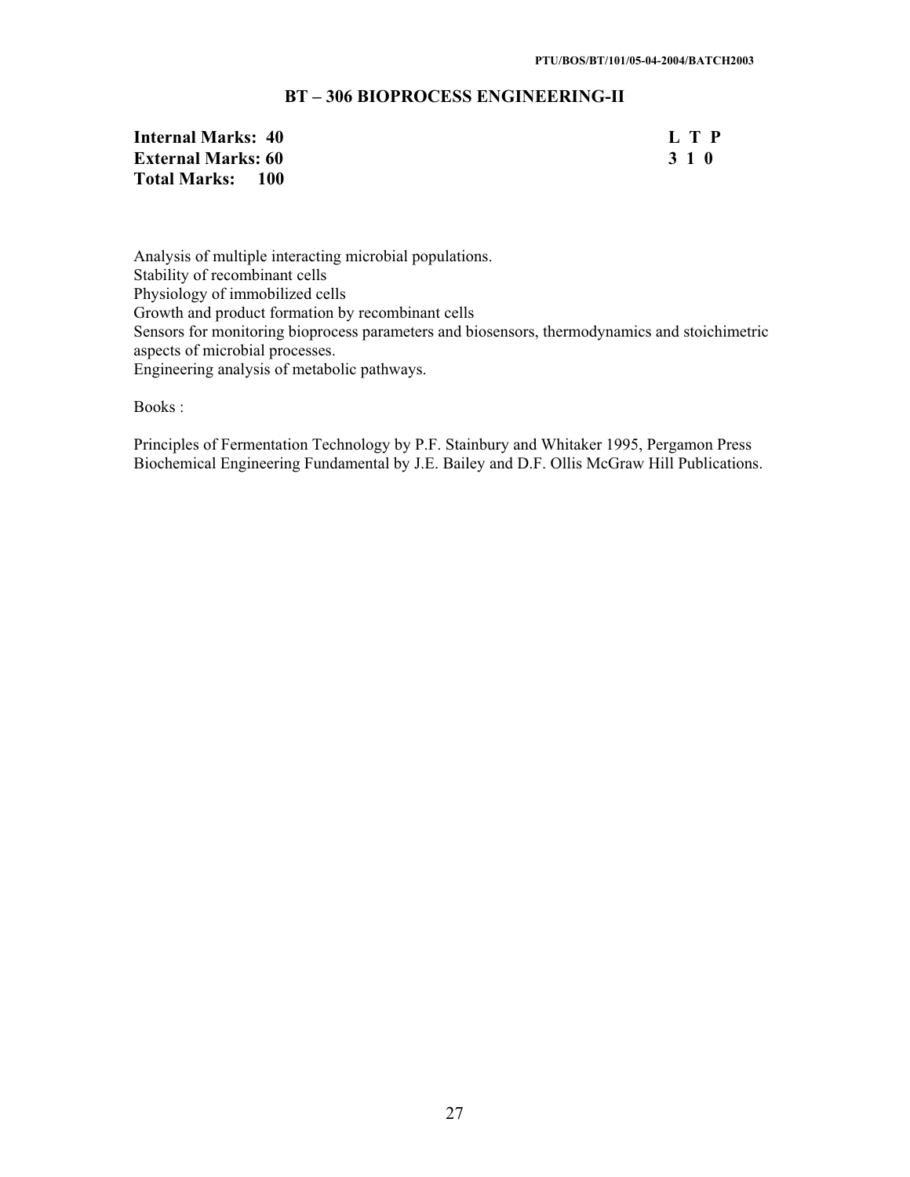## BT – 306 BIOPROCESS ENGINEERING-II

| | |
|---|---|
| **Internal Marks: 40** | **L T P** |
| **External Marks: 60** | **3 1 0** |
| **Total Marks: 100** | |

Analysis of multiple interacting microbial populations.
Stability of recombinant cells
Physiology of immobilized cells
Growth and product formation by recombinant cells
Sensors for monitoring bioprocess parameters and biosensors, thermodynamics and stoichimetric aspects of microbial processes.
Engineering analysis of metabolic pathways.

Books :

Principles of Fermentation Technology by P.F. Stainbury and Whitaker 1995, Pergamon Press
Biochemical Engineering Fundamental by J.E. Bailey and D.F. Ollis McGraw Hill Publications.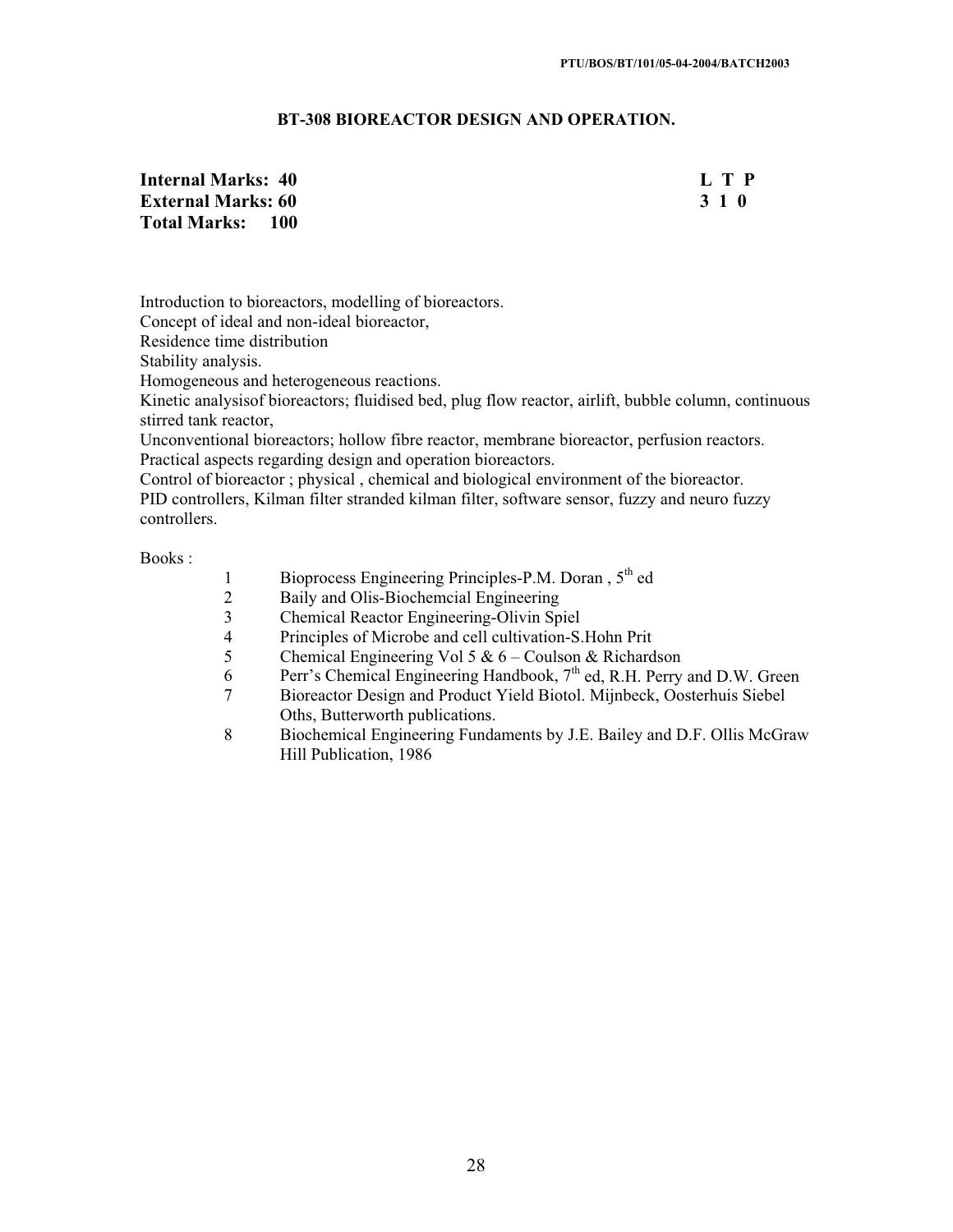# BT-308 BIOREACTOR DESIGN AND OPERATION.

| | |
|---|---|
| **Internal Marks: 40** | **L T P** |
| **External Marks: 60** | **3 1 0** |
| **Total Marks: 100** | |

Introduction to bioreactors, modelling of bioreactors.
Concept of ideal and non-ideal bioreactor,
Residence time distribution
Stability analysis.
Homogeneous and heterogeneous reactions.
Kinetic analysisof bioreactors; fluidised bed, plug flow reactor, airlift, bubble column, continuous stirred tank reactor,
Unconventional bioreactors; hollow fibre reactor, membrane bioreactor, perfusion reactors.
Practical aspects regarding design and operation bioreactors.
Control of bioreactor ; physical , chemical and biological environment of the bioreactor.
PID controllers, Kilman filter stranded kilman filter, software sensor, fuzzy and neuro fuzzy controllers.

Books :

1. Bioprocess Engineering Principles-P.M. Doran , 5th ed
2. Baily and Olis-Biochemcial Engineering
3. Chemical Reactor Engineering-Olivin Spiel
4. Principles of Microbe and cell cultivation-S.Hohn Prit
5. Chemical Engineering Vol 5 & 6 – Coulson & Richardson
6. Perr's Chemical Engineering Handbook, 7th ed, R.H. Perry and D.W. Green
7. Bioreactor Design and Product Yield Biotol. Mijnbeck, Oosterhuis Siebel Oths, Butterworth publications.
8. Biochemical Engineering Fundaments by J.E. Bailey and D.F. Ollis McGraw Hill Publication, 1986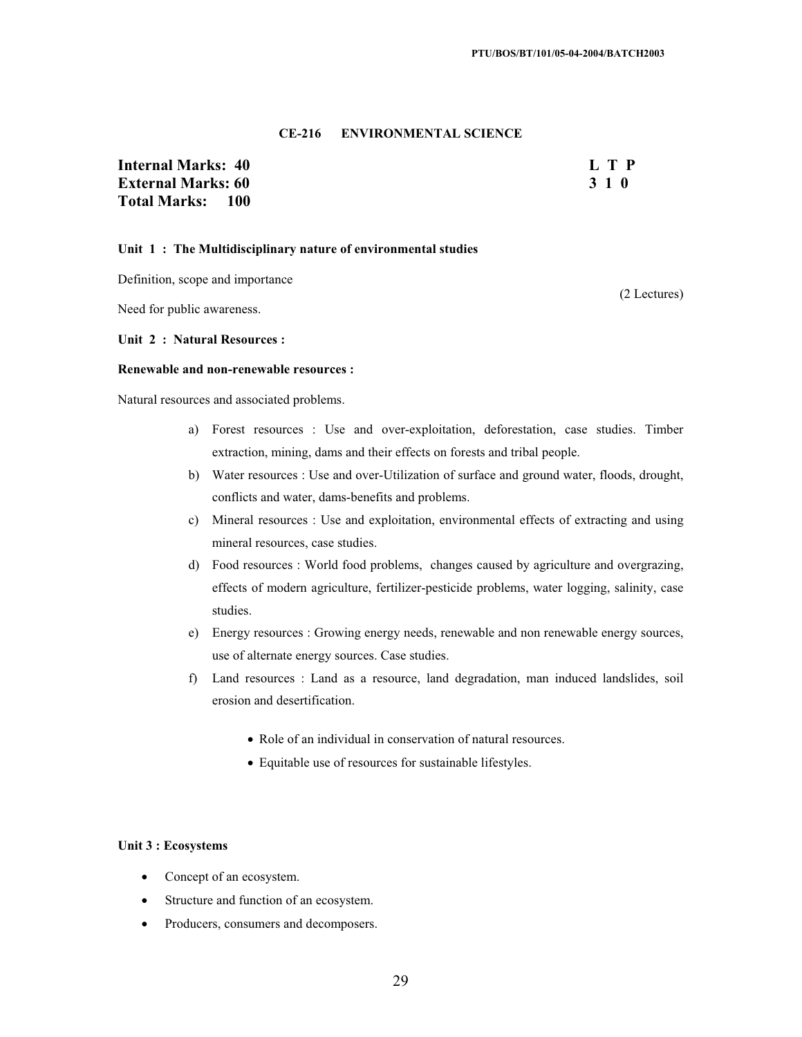## CE-216 ENVIRONMENTAL SCIENCE

**Internal Marks: 40**
**External Marks: 60**
**Total Marks: 100**

| L | T | P |
|---|---|---|
| 3 | 1 | 0 |

**Unit 1 : The Multidisciplinary nature of environmental studies**

Definition, scope and importance

Need for public awareness.

(2 Lectures)

**Unit 2 : Natural Resources :**

**Renewable and non-renewable resources :**

Natural resources and associated problems.

a) Forest resources : Use and over-exploitation, deforestation, case studies. Timber extraction, mining, dams and their effects on forests and tribal people.
b) Water resources : Use and over-Utilization of surface and ground water, floods, drought, conflicts and water, dams-benefits and problems.
c) Mineral resources : Use and exploitation, environmental effects of extracting and using mineral resources, case studies.
d) Food resources : World food problems, changes caused by agriculture and overgrazing, effects of modern agriculture, fertilizer-pesticide problems, water logging, salinity, case studies.
e) Energy resources : Growing energy needs, renewable and non renewable energy sources, use of alternate energy sources. Case studies.
f) Land resources : Land as a resource, land degradation, man induced landslides, soil erosion and desertification.

- Role of an individual in conservation of natural resources.
- Equitable use of resources for sustainable lifestyles.

**Unit 3 : Ecosystems**

- Concept of an ecosystem.
- Structure and function of an ecosystem.
- Producers, consumers and decomposers.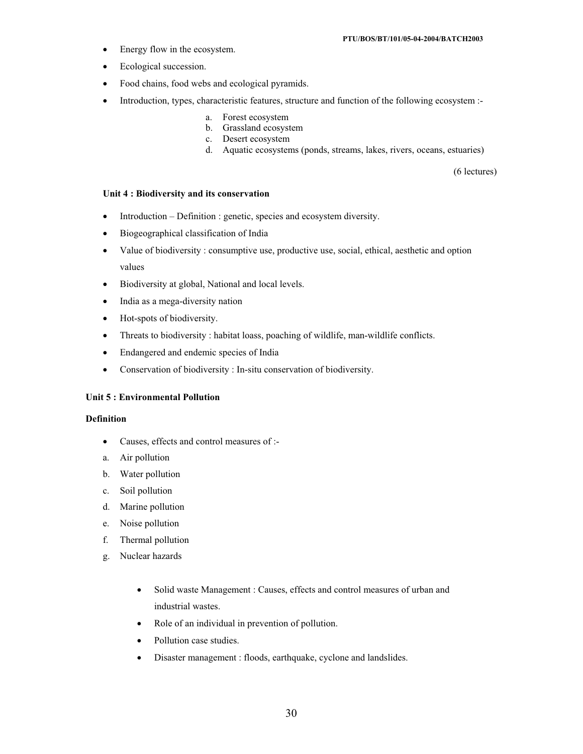- Energy flow in the ecosystem.
- Ecological succession.
- Food chains, food webs and ecological pyramids.
- Introduction, types, characteristic features, structure and function of the following ecosystem :-
  a. Forest ecosystem
  b. Grassland ecosystem
  c. Desert ecosystem
  d. Aquatic ecosystems (ponds, streams, lakes, rivers, oceans, estuaries)

(6 lectures)

**Unit 4 : Biodiversity and its conservation**

- Introduction – Definition : genetic, species and ecosystem diversity.
- Biogeographical classification of India
- Value of biodiversity : consumptive use, productive use, social, ethical, aesthetic and option values
- Biodiversity at global, National and local levels.
- India as a mega-diversity nation
- Hot-spots of biodiversity.
- Threats to biodiversity : habitat loass, poaching of wildlife, man-wildlife conflicts.
- Endangered and endemic species of India
- Conservation of biodiversity : In-situ conservation of biodiversity.

**Unit 5 : Environmental Pollution**

**Definition**

- Causes, effects and control measures of :-

a. Air pollution
b. Water pollution
c. Soil pollution
d. Marine pollution
e. Noise pollution
f. Thermal pollution
g. Nuclear hazards

- Solid waste Management : Causes, effects and control measures of urban and industrial wastes.
- Role of an individual in prevention of pollution.
- Pollution case studies.
- Disaster management : floods, earthquake, cyclone and landslides.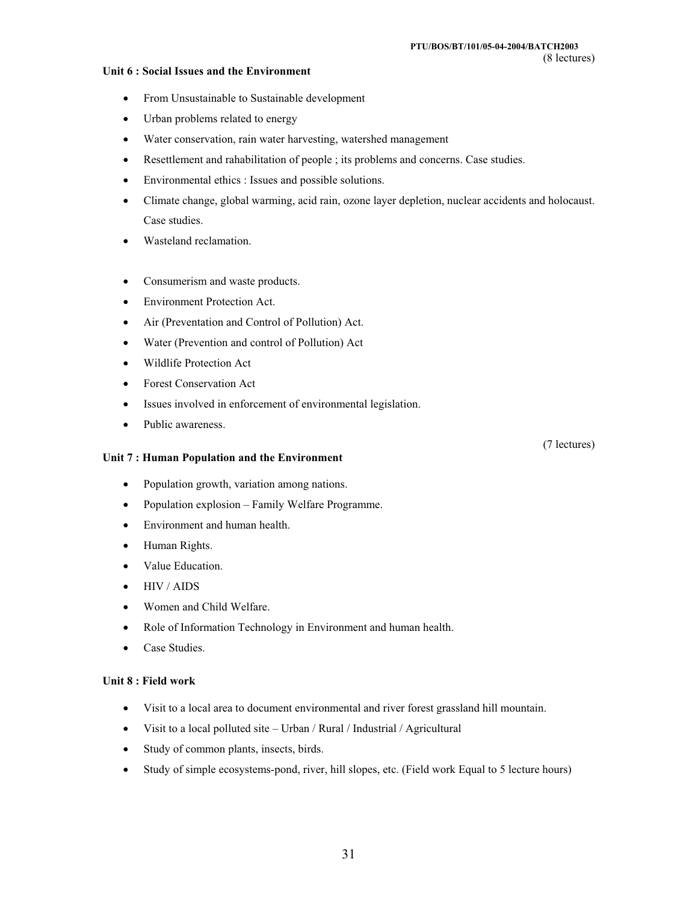(8 lectures)

**Unit 6 : Social Issues and the Environment**

- From Unsustainable to Sustainable development
- Urban problems related to energy
- Water conservation, rain water harvesting, watershed management
- Resettlement and rahabilitation of people ; its problems and concerns. Case studies.
- Environmental ethics : Issues and possible solutions.
- Climate change, global warming, acid rain, ozone layer depletion, nuclear accidents and holocaust. Case studies.
- Wasteland reclamation.

- Consumerism and waste products.
- Environment Protection Act.
- Air (Preventation and Control of Pollution) Act.
- Water (Prevention and control of Pollution) Act
- Wildlife Protection Act
- Forest Conservation Act
- Issues involved in enforcement of environmental legislation.
- Public awareness.

(7 lectures)

**Unit 7 : Human Population and the Environment**

- Population growth, variation among nations.
- Population explosion – Family Welfare Programme.
- Environment and human health.
- Human Rights.
- Value Education.
- HIV / AIDS
- Women and Child Welfare.
- Role of Information Technology in Environment and human health.
- Case Studies.

**Unit 8 : Field work**

- Visit to a local area to document environmental and river forest grassland hill mountain.
- Visit to a local polluted site – Urban / Rural / Industrial / Agricultural
- Study of common plants, insects, birds.
- Study of simple ecosystems-pond, river, hill slopes, etc. (Field work Equal to 5 lecture hours)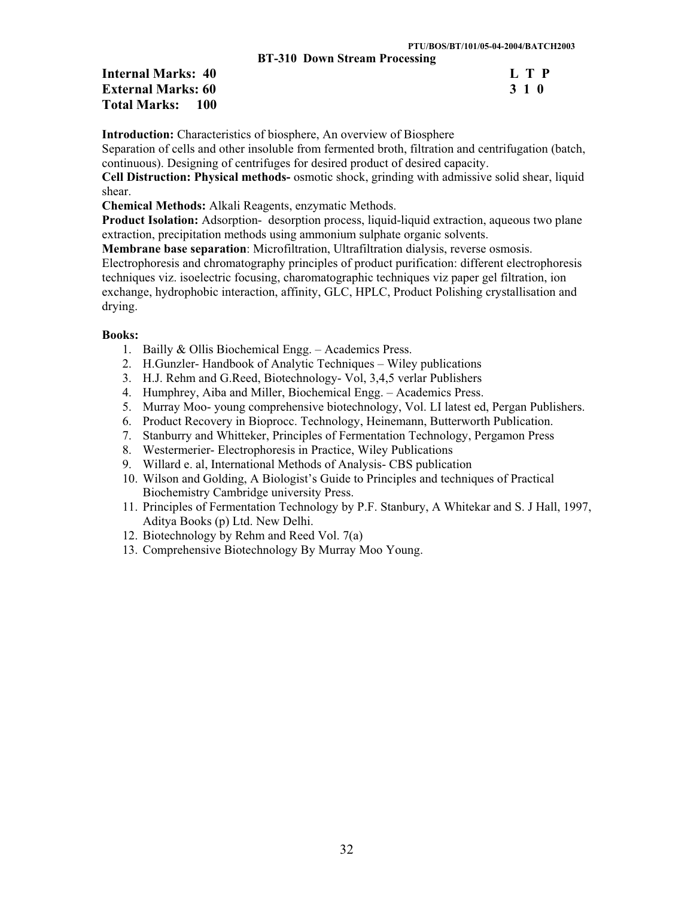PTU/BOS/BT/101/05-04-2004/BATCH2003

## BT-310 Down Stream Processing

| | |
|---|---|
| **Internal Marks: 40** | **L T P** |
| **External Marks: 60** | **3 1 0** |
| **Total Marks: 100** | |

**Introduction:** Characteristics of biosphere, An overview of Biosphere

Separation of cells and other insoluble from fermented broth, filtration and centrifugation (batch, continuous). Designing of centrifuges for desired product of desired capacity.

**Cell Distruction: Physical methods-** osmotic shock, grinding with admissive solid shear, liquid shear.

**Chemical Methods:** Alkali Reagents, enzymatic Methods.

**Product Isolation:** Adsorption- desorption process, liquid-liquid extraction, aqueous two plane extraction, precipitation methods using ammonium sulphate organic solvents.

**Membrane base separation**: Microfiltration, Ultrafiltration dialysis, reverse osmosis.

Electrophoresis and chromatography principles of product purification: different electrophoresis techniques viz. isoelectric focusing, charomatographic techniques viz paper gel filtration, ion exchange, hydrophobic interaction, affinity, GLC, HPLC, Product Polishing crystallisation and drying.

**Books:**

1. Bailly & Ollis Biochemical Engg. – Academics Press.
2. H.Gunzler- Handbook of Analytic Techniques – Wiley publications
3. H.J. Rehm and G.Reed, Biotechnology- Vol, 3,4,5 verlar Publishers
4. Humphrey, Aiba and Miller, Biochemical Engg. – Academics Press.
5. Murray Moo- young comprehensive biotechnology, Vol. LI latest ed, Pergan Publishers.
6. Product Recovery in Bioprocc. Technology, Heinemann, Butterworth Publication.
7. Stanburry and Whitteker, Principles of Fermentation Technology, Pergamon Press
8. Westermerier- Electrophoresis in Practice, Wiley Publications
9. Willard e. al, International Methods of Analysis- CBS publication
10. Wilson and Golding, A Biologist's Guide to Principles and techniques of Practical Biochemistry Cambridge university Press.
11. Principles of Fermentation Technology by P.F. Stanbury, A Whitekar and S. J Hall, 1997, Aditya Books (p) Ltd. New Delhi.
12. Biotechnology by Rehm and Reed Vol. 7(a)
13. Comprehensive Biotechnology By Murray Moo Young.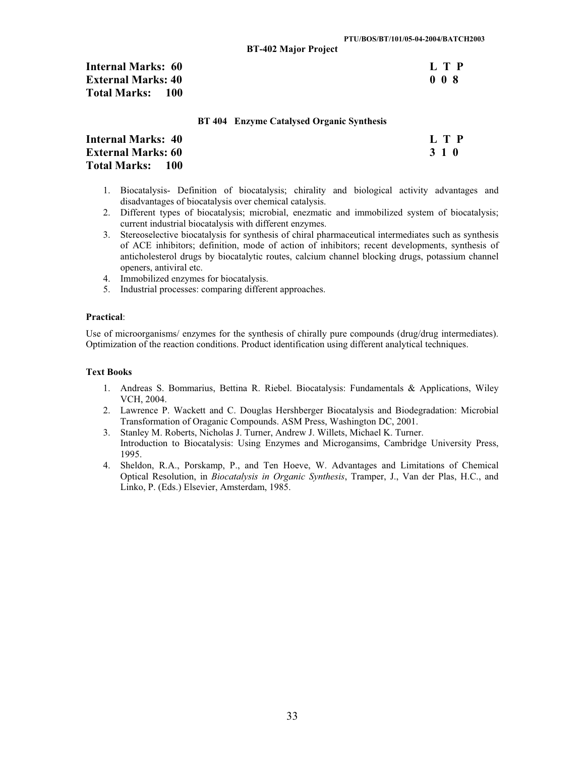### BT-402 Major Project

| | |
|---|---|
| **Internal Marks: 60** | **L T P** |
| **External Marks: 40** | **0 0 8** |
| **Total Marks: 100** | |

### BT 404 Enzyme Catalysed Organic Synthesis

| | |
|---|---|
| **Internal Marks: 40** | **L T P** |
| **External Marks: 60** | **3 1 0** |
| **Total Marks: 100** | |

1. Biocatalysis- Definition of biocatalysis; chirality and biological activity advantages and disadvantages of biocatalysis over chemical catalysis.
2. Different types of biocatalysis; microbial, enezmatic and immobilized system of biocatalysis; current industrial biocatalysis with different enzymes.
3. Stereoselective biocatalysis for synthesis of chiral pharmaceutical intermediates such as synthesis of ACE inhibitors; definition, mode of action of inhibitors; recent developments, synthesis of anticholesterol drugs by biocatalytic routes, calcium channel blocking drugs, potassium channel openers, antiviral etc.
4. Immobilized enzymes for biocatalysis.
5. Industrial processes: comparing different approaches.

**Practical**:

Use of microorganisms/ enzymes for the synthesis of chirally pure compounds (drug/drug intermediates). Optimization of the reaction conditions. Product identification using different analytical techniques.

**Text Books**

1. Andreas S. Bommarius, Bettina R. Riebel. Biocatalysis: Fundamentals & Applications, Wiley VCH, 2004.
2. Lawrence P. Wackett and C. Douglas Hershberger Biocatalysis and Biodegradation: Microbial Transformation of Oraganic Compounds. ASM Press, Washington DC, 2001.
3. Stanley M. Roberts, Nicholas J. Turner, Andrew J. Willets, Michael K. Turner. Introduction to Biocatalysis: Using Enzymes and Microgansims, Cambridge University Press, 1995.
4. Sheldon, R.A., Porskamp, P., and Ten Hoeve, W. Advantages and Limitations of Chemical Optical Resolution, in *Biocatalysis in Organic Synthesis*, Tramper, J., Van der Plas, H.C., and Linko, P. (Eds.) Elsevier, Amsterdam, 1985.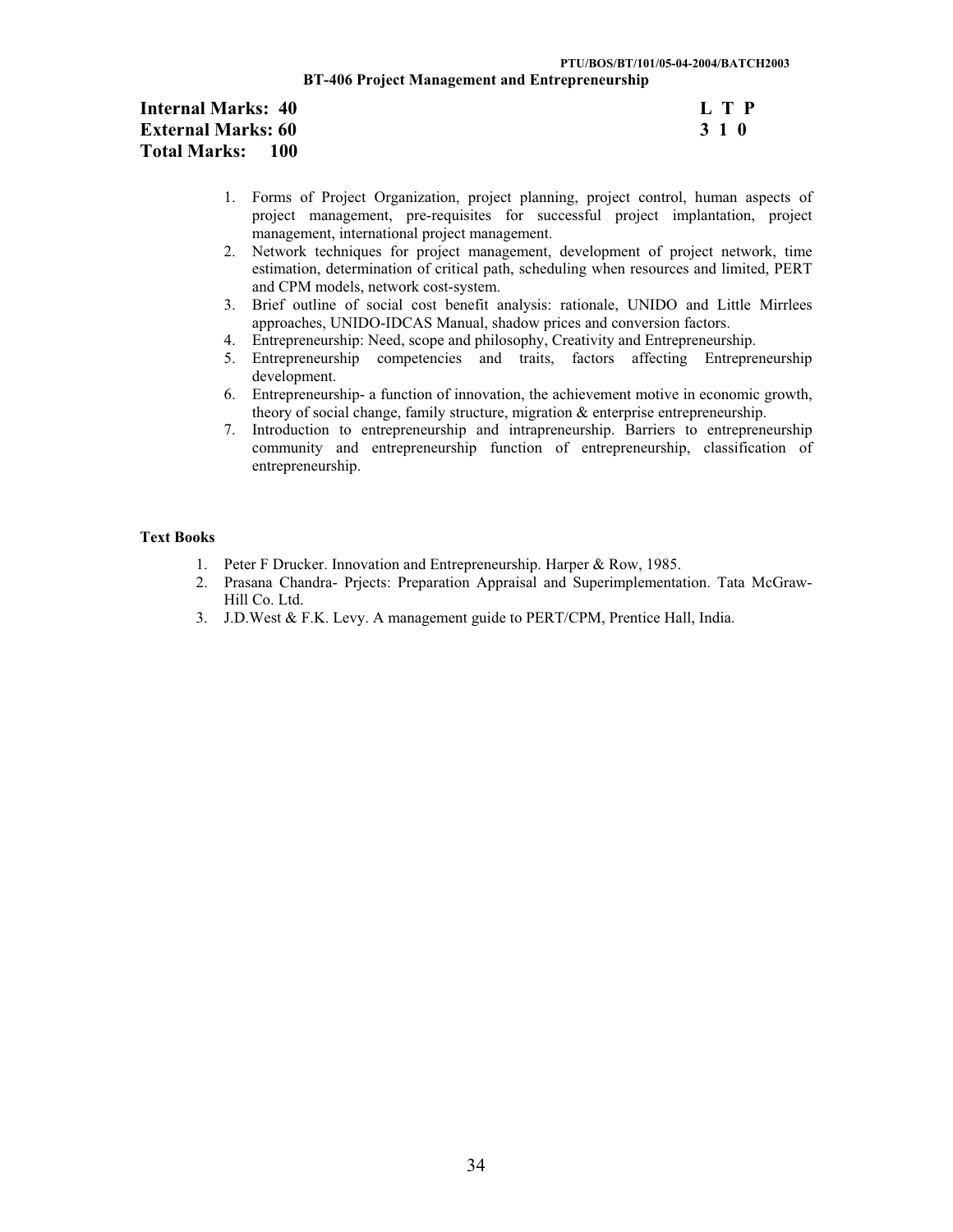PTU/BOS/BT/101/05-04-2004/BATCH2003

## BT-406 Project Management and Entrepreneurship

**Internal Marks: 40** 
**External Marks: 60** 
**Total Marks: 100**

**L T P** 
**3 1 0**

1. Forms of Project Organization, project planning, project control, human aspects of project management, pre-requisites for successful project implantation, project management, international project management.
2. Network techniques for project management, development of project network, time estimation, determination of critical path, scheduling when resources and limited, PERT and CPM models, network cost-system.
3. Brief outline of social cost benefit analysis: rationale, UNIDO and Little Mirrlees approaches, UNIDO-IDCAS Manual, shadow prices and conversion factors.
4. Entrepreneurship: Need, scope and philosophy, Creativity and Entrepreneurship.
5. Entrepreneurship competencies and traits, factors affecting Entrepreneurship development.
6. Entrepreneurship- a function of innovation, the achievement motive in economic growth, theory of social change, family structure, migration & enterprise entrepreneurship.
7. Introduction to entrepreneurship and intrapreneurship. Barriers to entrepreneurship community and entrepreneurship function of entrepreneurship, classification of entrepreneurship.

**Text Books**

1. Peter F Drucker. Innovation and Entrepreneurship. Harper & Row, 1985.
2. Prasana Chandra- Prjects: Preparation Appraisal and Superimplementation. Tata McGraw-Hill Co. Ltd.
3. J.D.West & F.K. Levy. A management guide to PERT/CPM, Prentice Hall, India.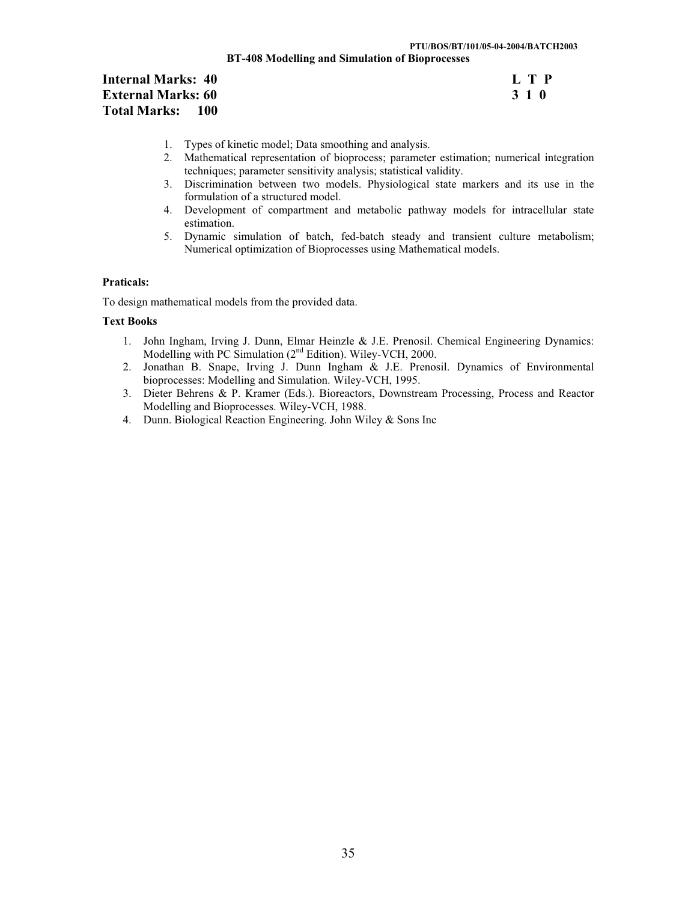## BT-408 Modelling and Simulation of Bioprocesses

**Internal Marks: 40** **L T P**
**External Marks: 60** **3 1 0**
**Total Marks: 100**

1. Types of kinetic model; Data smoothing and analysis.
2. Mathematical representation of bioprocess; parameter estimation; numerical integration techniques; parameter sensitivity analysis; statistical validity.
3. Discrimination between two models. Physiological state markers and its use in the formulation of a structured model.
4. Development of compartment and metabolic pathway models for intracellular state estimation.
5. Dynamic simulation of batch, fed-batch steady and transient culture metabolism; Numerical optimization of Bioprocesses using Mathematical models.

**Praticals:**

To design mathematical models from the provided data.

**Text Books**

1. John Ingham, Irving J. Dunn, Elmar Heinzle & J.E. Prenosil. Chemical Engineering Dynamics: Modelling with PC Simulation (2nd Edition). Wiley-VCH, 2000.
2. Jonathan B. Snape, Irving J. Dunn Ingham & J.E. Prenosil. Dynamics of Environmental bioprocesses: Modelling and Simulation. Wiley-VCH, 1995.
3. Dieter Behrens & P. Kramer (Eds.). Bioreactors, Downstream Processing, Process and Reactor Modelling and Bioprocesses. Wiley-VCH, 1988.
4. Dunn. Biological Reaction Engineering. John Wiley & Sons Inc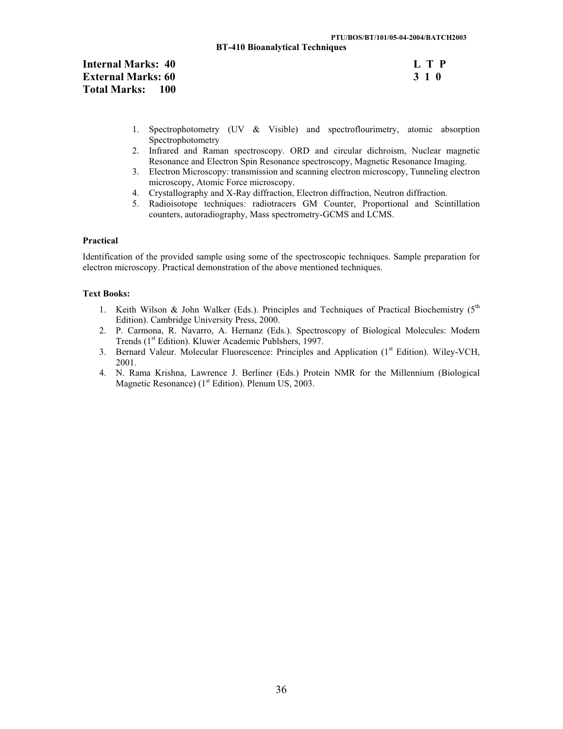PTU/BOS/BT/101/05-04-2004/BATCH2003

## BT-410 Bioanalytical Techniques

**Internal Marks: 40**
**External Marks: 60**
**Total Marks: 100**

| L | T | P |
|---|---|---|
| 3 | 1 | 0 |

1. Spectrophotometry (UV & Visible) and spectroflourimetry, atomic absorption Spectrophotometry
2. Infrared and Raman spectroscopy. ORD and circular dichroism, Nuclear magnetic Resonance and Electron Spin Resonance spectroscopy, Magnetic Resonance Imaging.
3. Electron Microscopy: transmission and scanning electron microscopy, Tunneling electron microscopy, Atomic Force microscopy.
4. Crystallography and X-Ray diffraction, Electron diffraction, Neutron diffraction.
5. Radioisotope techniques: radiotracers GM Counter, Proportional and Scintillation counters, autoradiography, Mass spectrometry-GCMS and LCMS.

### Practical

Identification of the provided sample using some of the spectroscopic techniques. Sample preparation for electron microscopy. Practical demonstration of the above mentioned techniques.

### Text Books:

1. Keith Wilson & John Walker (Eds.). Principles and Techniques of Practical Biochemistry (5th Edition). Cambridge University Press, 2000.
2. P. Carmona, R. Navarro, A. Hernanz (Eds.). Spectroscopy of Biological Molecules: Modern Trends (1st Edition). Kluwer Academic Publshers, 1997.
3. Bernard Valeur. Molecular Fluorescence: Principles and Application (1st Edition). Wiley-VCH, 2001.
4. N. Rama Krishna, Lawrence J. Berliner (Eds.) Protein NMR for the Millennium (Biological Magnetic Resonance) (1st Edition). Plenum US, 2003.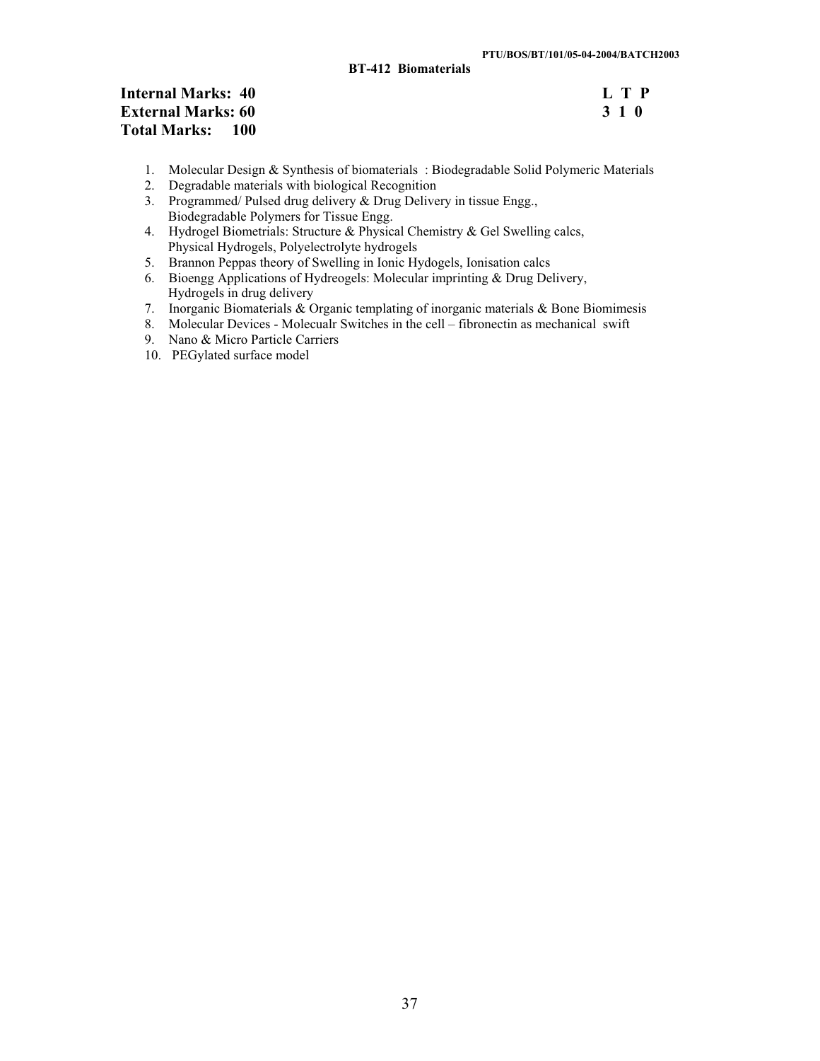## BT-412 Biomaterials

**Internal Marks: 40**
**External Marks: 60**
**Total Marks: 100**

| L | T | P |
|---|---|---|
| 3 | 1 | 0 |

1. Molecular Design & Synthesis of biomaterials : Biodegradable Solid Polymeric Materials
2. Degradable materials with biological Recognition
3. Programmed/ Pulsed drug delivery & Drug Delivery in tissue Engg., Biodegradable Polymers for Tissue Engg.
4. Hydrogel Biometrials: Structure & Physical Chemistry & Gel Swelling calcs, Physical Hydrogels, Polyelectrolyte hydrogels
5. Brannon Peppas theory of Swelling in Ionic Hydogels, Ionisation calcs
6. Bioengg Applications of Hydreogels: Molecular imprinting & Drug Delivery, Hydrogels in drug delivery
7. Inorganic Biomaterials & Organic templating of inorganic materials & Bone Biomimesis
8. Molecular Devices - Molecualr Switches in the cell – fibronectin as mechanical swift
9. Nano & Micro Particle Carriers
10. PEGylated surface model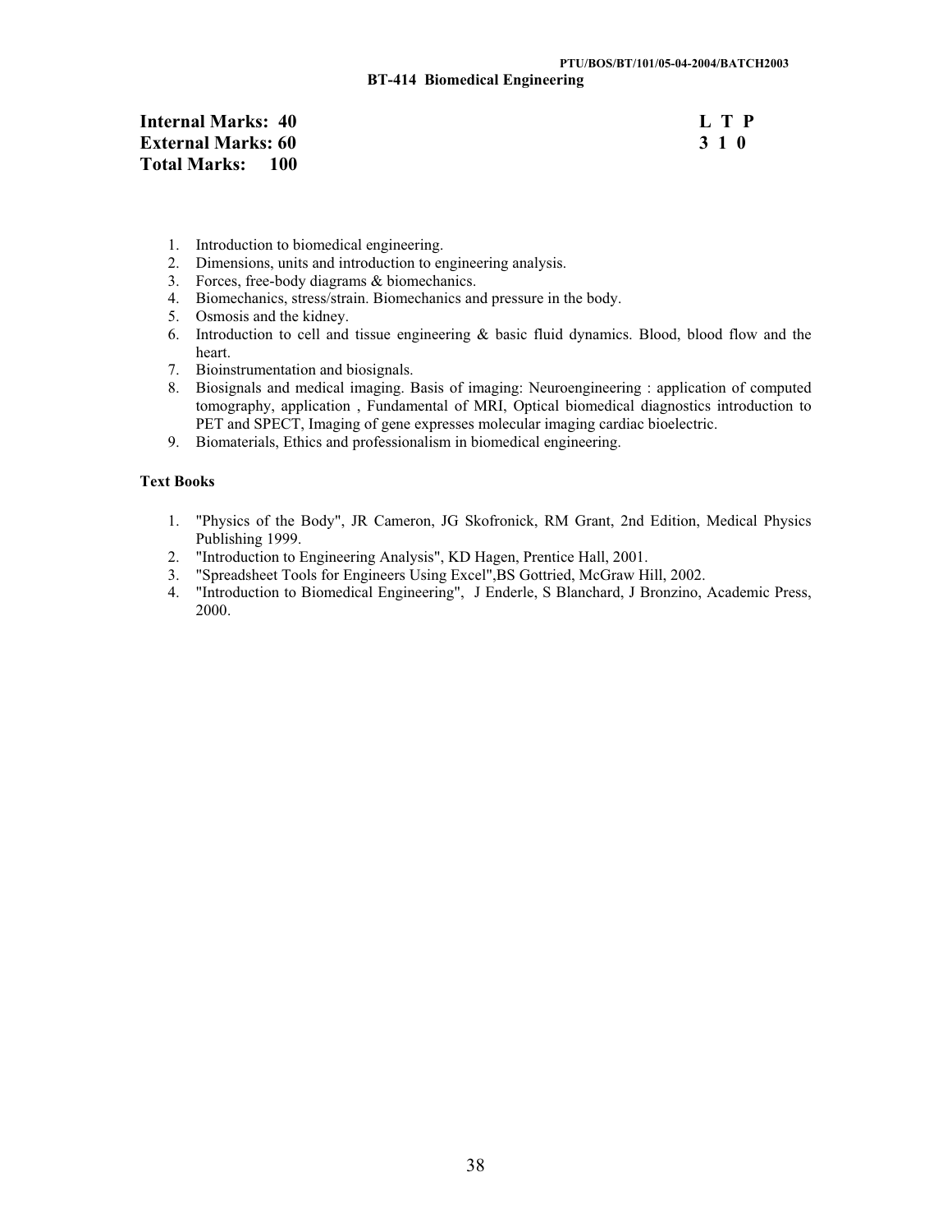PTU/BOS/BT/101/05-04-2004/BATCH2003

## BT-414 Biomedical Engineering

| | L T P |
|---|---|
| **Internal Marks: 40** | **3 1 0** |
| **External Marks: 60** | |
| **Total Marks: 100** | |

1. Introduction to biomedical engineering.
2. Dimensions, units and introduction to engineering analysis.
3. Forces, free-body diagrams & biomechanics.
4. Biomechanics, stress/strain. Biomechanics and pressure in the body.
5. Osmosis and the kidney.
6. Introduction to cell and tissue engineering & basic fluid dynamics. Blood, blood flow and the heart.
7. Bioinstrumentation and biosignals.
8. Biosignals and medical imaging. Basis of imaging: Neuroengineering : application of computed tomography, application , Fundamental of MRI, Optical biomedical diagnostics introduction to PET and SPECT, Imaging of gene expresses molecular imaging cardiac bioelectric.
9. Biomaterials, Ethics and professionalism in biomedical engineering.

### Text Books

1. "Physics of the Body", JR Cameron, JG Skofronick, RM Grant, 2nd Edition, Medical Physics Publishing 1999.
2. "Introduction to Engineering Analysis", KD Hagen, Prentice Hall, 2001.
3. "Spreadsheet Tools for Engineers Using Excel",BS Gottried, McGraw Hill, 2002.
4. "Introduction to Biomedical Engineering", J Enderle, S Blanchard, J Bronzino, Academic Press, 2000.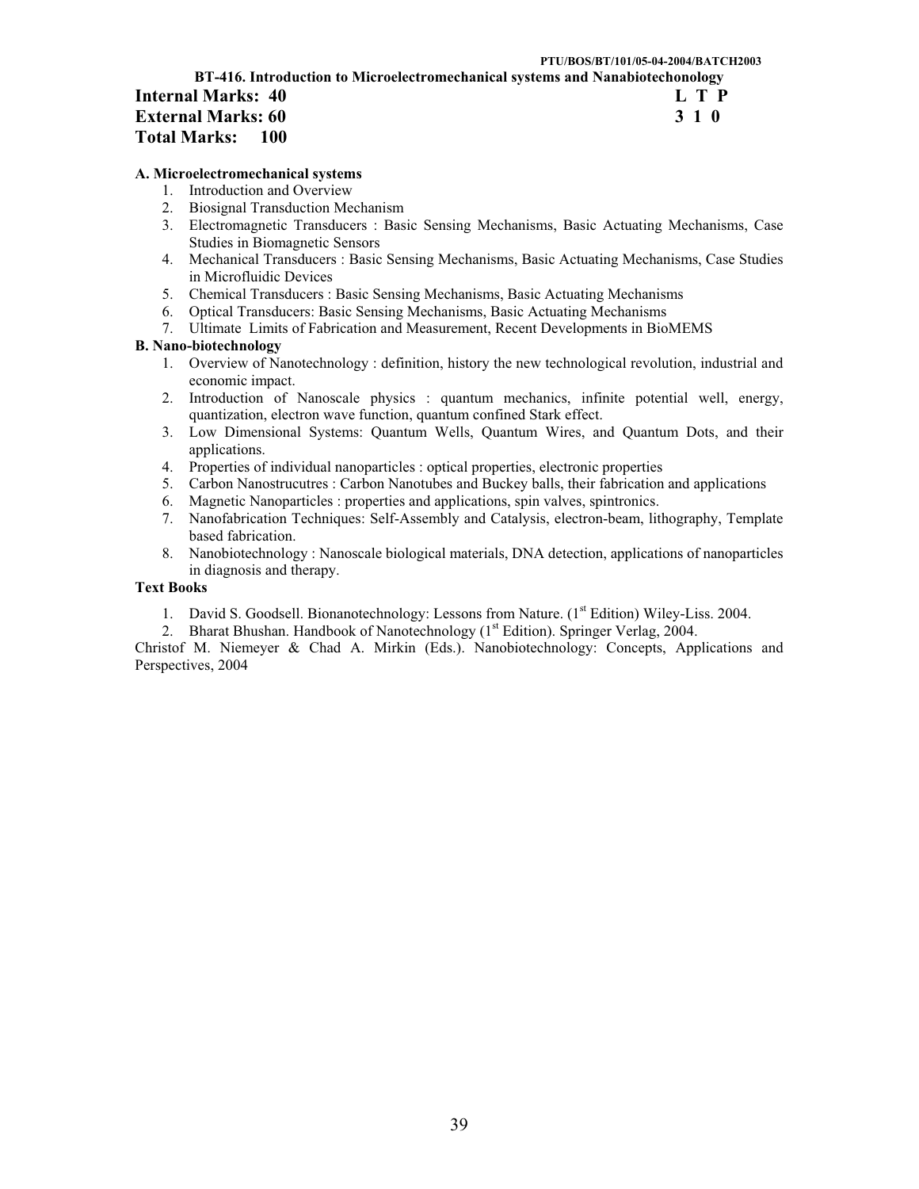PTU/BOS/BT/101/05-04-2004/BATCH2003

## BT-416. Introduction to Microelectromechanical systems and Nanabiotechonology

**Internal Marks: 40** **L T P**
**External Marks: 60** **3 1 0**
**Total Marks: 100**

**A. Microelectromechanical systems**

1. Introduction and Overview
2. Biosignal Transduction Mechanism
3. Electromagnetic Transducers : Basic Sensing Mechanisms, Basic Actuating Mechanisms, Case Studies in Biomagnetic Sensors
4. Mechanical Transducers : Basic Sensing Mechanisms, Basic Actuating Mechanisms, Case Studies in Microfluidic Devices
5. Chemical Transducers : Basic Sensing Mechanisms, Basic Actuating Mechanisms
6. Optical Transducers: Basic Sensing Mechanisms, Basic Actuating Mechanisms
7. Ultimate Limits of Fabrication and Measurement, Recent Developments in BioMEMS

**B. Nano-biotechnology**

1. Overview of Nanotechnology : definition, history the new technological revolution, industrial and economic impact.
2. Introduction of Nanoscale physics : quantum mechanics, infinite potential well, energy, quantization, electron wave function, quantum confined Stark effect.
3. Low Dimensional Systems: Quantum Wells, Quantum Wires, and Quantum Dots, and their applications.
4. Properties of individual nanoparticles : optical properties, electronic properties
5. Carbon Nanostrucutres : Carbon Nanotubes and Buckey balls, their fabrication and applications
6. Magnetic Nanoparticles : properties and applications, spin valves, spintronics.
7. Nanofabrication Techniques: Self-Assembly and Catalysis, electron-beam, lithography, Template based fabrication.
8. Nanobiotechnology : Nanoscale biological materials, DNA detection, applications of nanoparticles in diagnosis and therapy.

**Text Books**

1. David S. Goodsell. Bionanotechnology: Lessons from Nature. (1st Edition) Wiley-Liss. 2004.
2. Bharat Bhushan. Handbook of Nanotechnology (1st Edition). Springer Verlag, 2004.

Christof M. Niemeyer & Chad A. Mirkin (Eds.). Nanobiotechnology: Concepts, Applications and Perspectives, 2004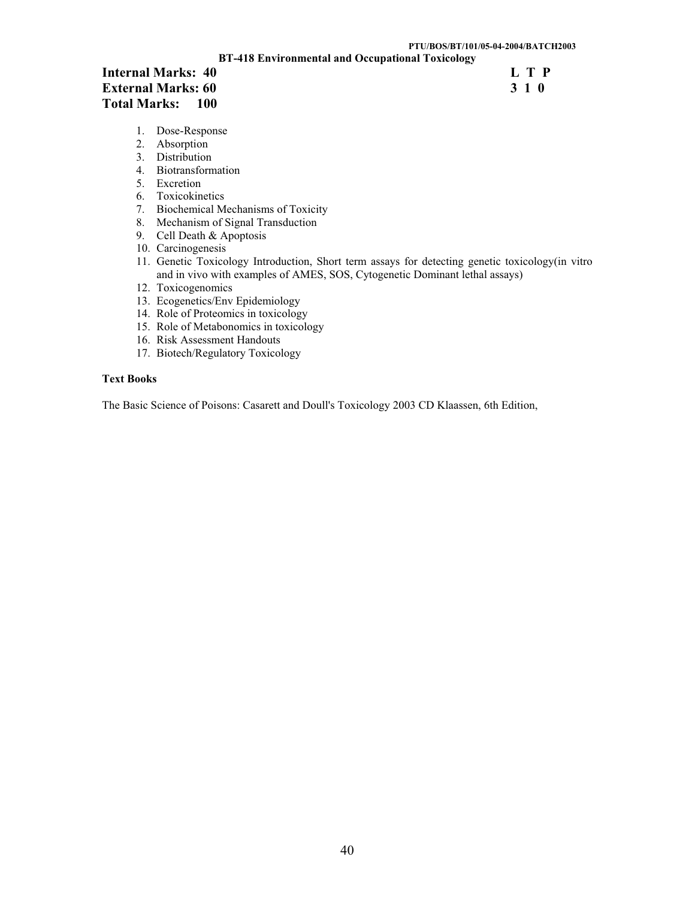## BT-418 Environmental and Occupational Toxicology

**Internal Marks: 40**
**External Marks: 60**
**Total Marks: 100**

| L | T | P |
|---|---|---|
| 3 | 1 | 0 |

1. Dose-Response
2. Absorption
3. Distribution
4. Biotransformation
5. Excretion
6. Toxicokinetics
7. Biochemical Mechanisms of Toxicity
8. Mechanism of Signal Transduction
9. Cell Death & Apoptosis
10. Carcinogenesis
11. Genetic Toxicology Introduction, Short term assays for detecting genetic toxicology(in vitro and in vivo with examples of AMES, SOS, Cytogenetic Dominant lethal assays)
12. Toxicogenomics
13. Ecogenetics/Env Epidemiology
14. Role of Proteomics in toxicology
15. Role of Metabonomics in toxicology
16. Risk Assessment Handouts
17. Biotech/Regulatory Toxicology

**Text Books**

The Basic Science of Poisons: Casarett and Doull's Toxicology 2003 CD Klaassen, 6th Edition,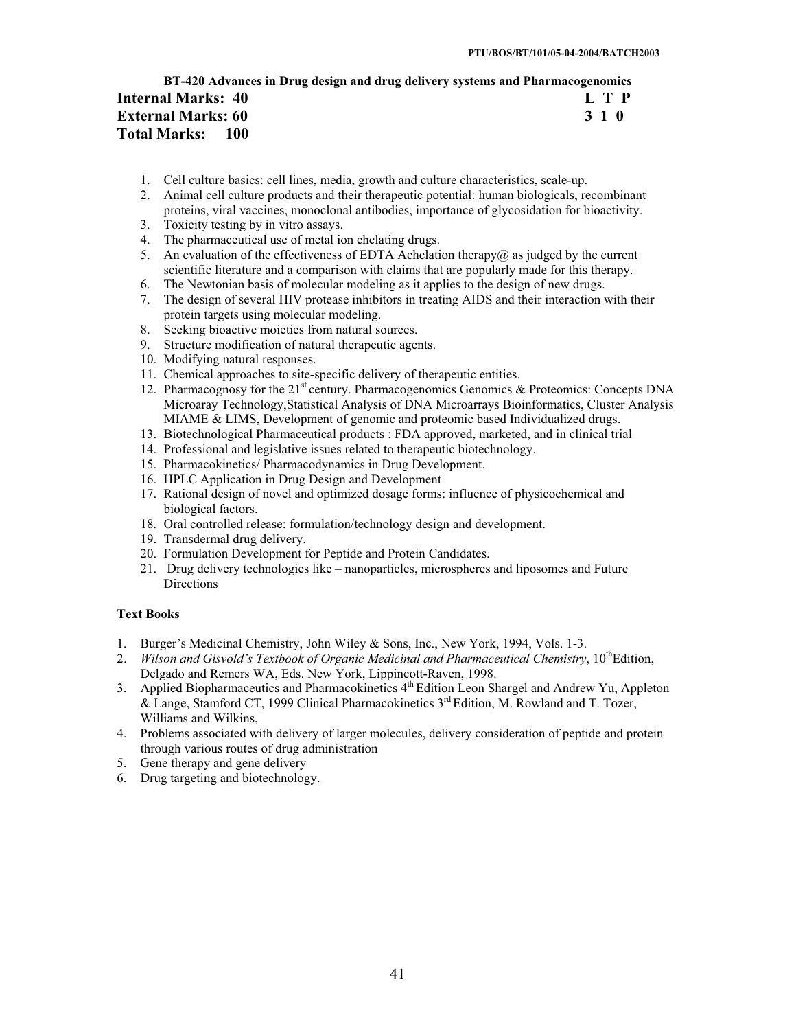### BT-420 Advances in Drug design and drug delivery systems and Pharmacogenomics

**Internal Marks: 40** **L T P**
**External Marks: 60** **3 1 0**
**Total Marks: 100**

1. Cell culture basics: cell lines, media, growth and culture characteristics, scale-up.
2. Animal cell culture products and their therapeutic potential: human biologicals, recombinant proteins, viral vaccines, monoclonal antibodies, importance of glycosidation for bioactivity.
3. Toxicity testing by in vitro assays.
4. The pharmaceutical use of metal ion chelating drugs.
5. An evaluation of the effectiveness of EDTA Achelation therapy@ as judged by the current scientific literature and a comparison with claims that are popularly made for this therapy.
6. The Newtonian basis of molecular modeling as it applies to the design of new drugs.
7. The design of several HIV protease inhibitors in treating AIDS and their interaction with their protein targets using molecular modeling.
8. Seeking bioactive moieties from natural sources.
9. Structure modification of natural therapeutic agents.
10. Modifying natural responses.
11. Chemical approaches to site-specific delivery of therapeutic entities.
12. Pharmacognosy for the 21st century. Pharmacogenomics Genomics & Proteomics: Concepts DNA Microaray Technology,Statistical Analysis of DNA Microarrays Bioinformatics, Cluster Analysis MIAME & LIMS, Development of genomic and proteomic based Individualized drugs.
13. Biotechnological Pharmaceutical products : FDA approved, marketed, and in clinical trial
14. Professional and legislative issues related to therapeutic biotechnology.
15. Pharmacokinetics/ Pharmacodynamics in Drug Development.
16. HPLC Application in Drug Design and Development
17. Rational design of novel and optimized dosage forms: influence of physicochemical and biological factors.
18. Oral controlled release: formulation/technology design and development.
19. Transdermal drug delivery.
20. Formulation Development for Peptide and Protein Candidates.
21. Drug delivery technologies like – nanoparticles, microspheres and liposomes and Future Directions

**Text Books**

1. Burger's Medicinal Chemistry, John Wiley & Sons, Inc., New York, 1994, Vols. 1-3.
2. *Wilson and Gisvold's Textbook of Organic Medicinal and Pharmaceutical Chemistry*, 10thEdition, Delgado and Remers WA, Eds. New York, Lippincott-Raven, 1998.
3. Applied Biopharmaceutics and Pharmacokinetics 4th Edition Leon Shargel and Andrew Yu, Appleton & Lange, Stamford CT, 1999 Clinical Pharmacokinetics 3rd Edition, M. Rowland and T. Tozer, Williams and Wilkins,
4. Problems associated with delivery of larger molecules, delivery consideration of peptide and protein through various routes of drug administration
5. Gene therapy and gene delivery
6. Drug targeting and biotechnology.